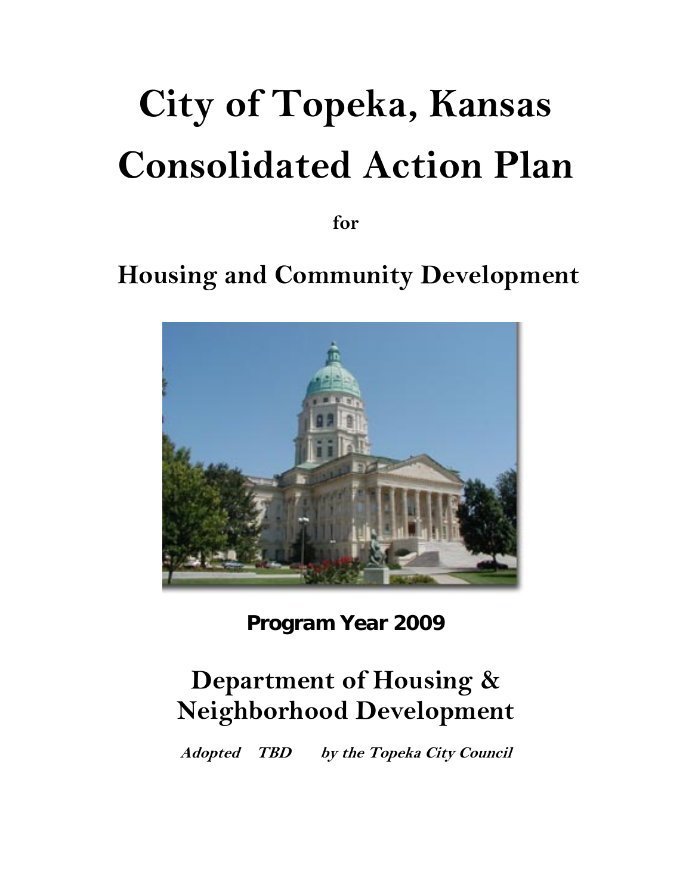# City of Topeka, Kansas Consolidated Action Plan

**for**

## Housing and Community Development

**Program Year 2009**

## Department of Housing & Neighborhood Development

***Adopted TBD by the Topeka City Council***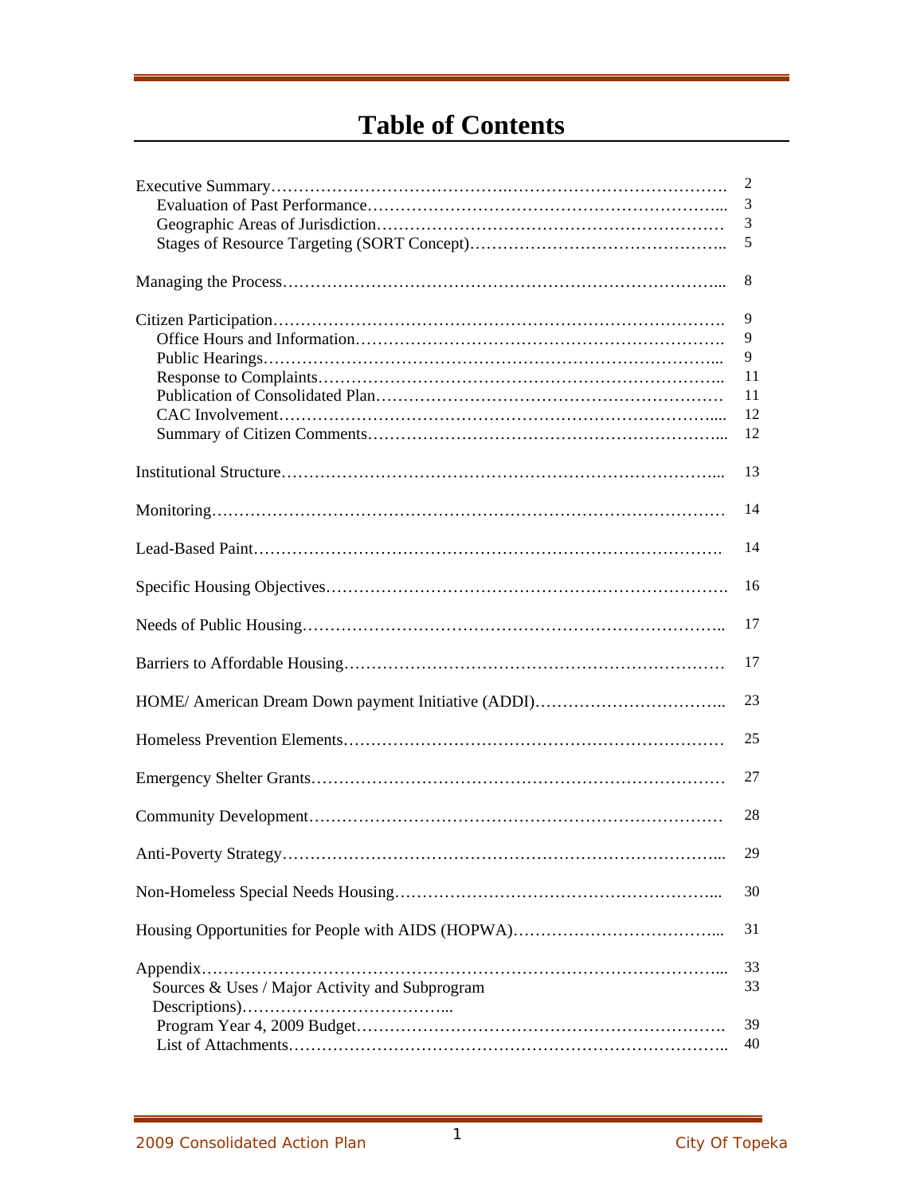# Table of Contents

| | |
|---|---|
| Executive Summary | 2 |
| Evaluation of Past Performance | 3 |
| Geographic Areas of Jurisdiction | 3 |
| Stages of Resource Targeting (SORT Concept) | 5 |
| Managing the Process | 8 |
| Citizen Participation | 9 |
| Office Hours and Information | 9 |
| Public Hearings | 9 |
| Response to Complaints | 11 |
| Publication of Consolidated Plan | 11 |
| CAC Involvement | 12 |
| Summary of Citizen Comments | 12 |
| Institutional Structure | 13 |
| Monitoring | 14 |
| Lead-Based Paint | 14 |
| Specific Housing Objectives | 16 |
| Needs of Public Housing | 17 |
| Barriers to Affordable Housing | 17 |
| HOME/ American Dream Down payment Initiative (ADDI) | 23 |
| Homeless Prevention Elements | 25 |
| Emergency Shelter Grants | 27 |
| Community Development | 28 |
| Anti-Poverty Strategy | 29 |
| Non-Homeless Special Needs Housing | 30 |
| Housing Opportunities for People with AIDS (HOPWA) | 31 |
| Appendix | 33 |
| Sources & Uses / Major Activity and Subprogram Descriptions) | 33 |
| Program Year 4, 2009 Budget | 39 |
| List of Attachments | 40 |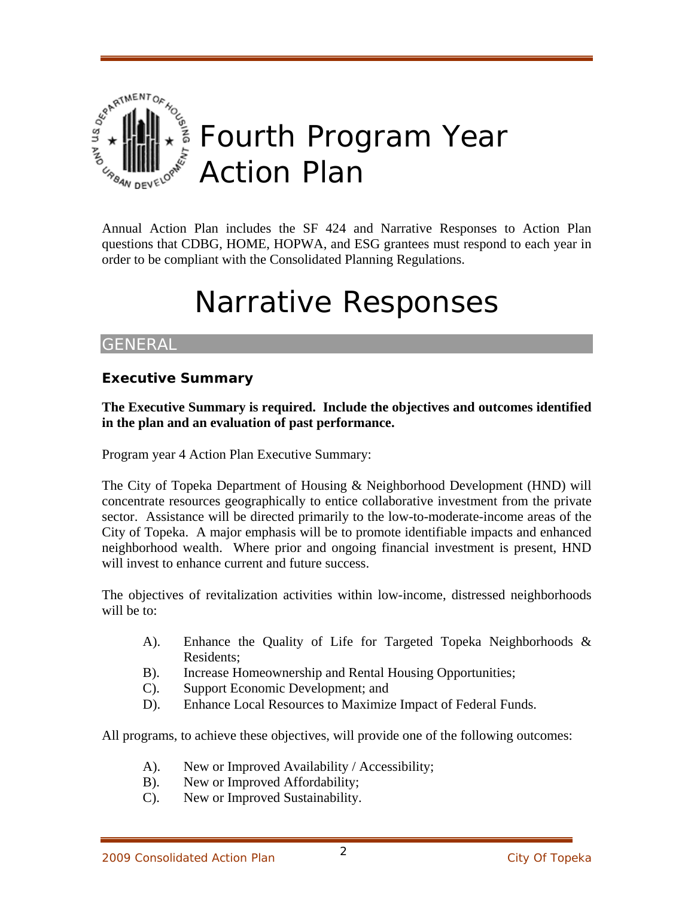# Fourth Program Year Action Plan

Annual Action Plan includes the SF 424 and Narrative Responses to Action Plan questions that CDBG, HOME, HOPWA, and ESG grantees must respond to each year in order to be compliant with the Consolidated Planning Regulations.

# Narrative Responses

## GENERAL

### Executive Summary

**The Executive Summary is required. Include the objectives and outcomes identified in the plan and an evaluation of past performance.**

Program year 4 Action Plan Executive Summary:

The City of Topeka Department of Housing & Neighborhood Development (HND) will concentrate resources geographically to entice collaborative investment from the private sector. Assistance will be directed primarily to the low-to-moderate-income areas of the City of Topeka. A major emphasis will be to promote identifiable impacts and enhanced neighborhood wealth. Where prior and ongoing financial investment is present, HND will invest to enhance current and future success.

The objectives of revitalization activities within low-income, distressed neighborhoods will be to:

- A). Enhance the Quality of Life for Targeted Topeka Neighborhoods & Residents;
- B). Increase Homeownership and Rental Housing Opportunities;
- C). Support Economic Development; and
- D). Enhance Local Resources to Maximize Impact of Federal Funds.

All programs, to achieve these objectives, will provide one of the following outcomes:

- A). New or Improved Availability / Accessibility;
- B). New or Improved Affordability;
- C). New or Improved Sustainability.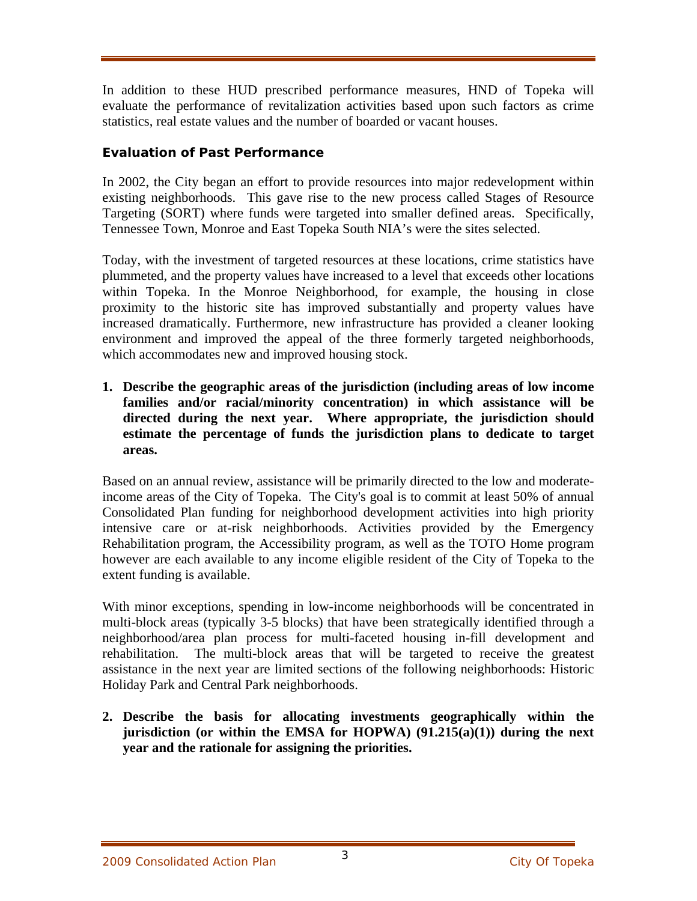In addition to these HUD prescribed performance measures, HND of Topeka will evaluate the performance of revitalization activities based upon such factors as crime statistics, real estate values and the number of boarded or vacant houses.

### Evaluation of Past Performance

In 2002, the City began an effort to provide resources into major redevelopment within existing neighborhoods. This gave rise to the new process called Stages of Resource Targeting (SORT) where funds were targeted into smaller defined areas. Specifically, Tennessee Town, Monroe and East Topeka South NIA's were the sites selected.

Today, with the investment of targeted resources at these locations, crime statistics have plummeted, and the property values have increased to a level that exceeds other locations within Topeka. In the Monroe Neighborhood, for example, the housing in close proximity to the historic site has improved substantially and property values have increased dramatically. Furthermore, new infrastructure has provided a cleaner looking environment and improved the appeal of the three formerly targeted neighborhoods, which accommodates new and improved housing stock.

1. **Describe the geographic areas of the jurisdiction (including areas of low income families and/or racial/minority concentration) in which assistance will be directed during the next year. Where appropriate, the jurisdiction should estimate the percentage of funds the jurisdiction plans to dedicate to target areas.**

Based on an annual review, assistance will be primarily directed to the low and moderate-income areas of the City of Topeka. The City's goal is to commit at least 50% of annual Consolidated Plan funding for neighborhood development activities into high priority intensive care or at-risk neighborhoods. Activities provided by the Emergency Rehabilitation program, the Accessibility program, as well as the TOTO Home program however are each available to any income eligible resident of the City of Topeka to the extent funding is available.

With minor exceptions, spending in low-income neighborhoods will be concentrated in multi-block areas (typically 3-5 blocks) that have been strategically identified through a neighborhood/area plan process for multi-faceted housing in-fill development and rehabilitation. The multi-block areas that will be targeted to receive the greatest assistance in the next year are limited sections of the following neighborhoods: Historic Holiday Park and Central Park neighborhoods.

2. **Describe the basis for allocating investments geographically within the jurisdiction (or within the EMSA for HOPWA) (91.215(a)(1)) during the next year and the rationale for assigning the priorities.**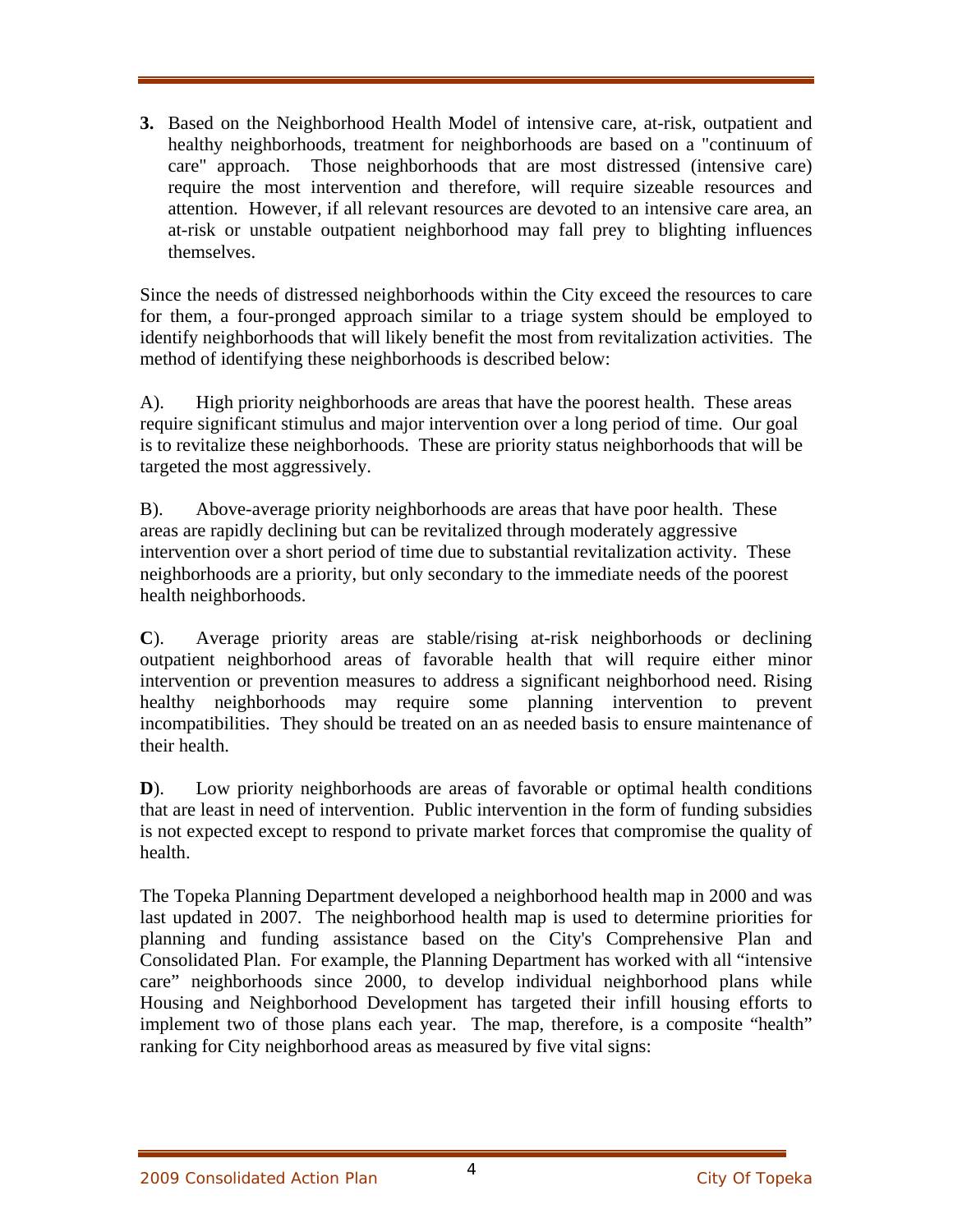**3.** Based on the Neighborhood Health Model of intensive care, at-risk, outpatient and healthy neighborhoods, treatment for neighborhoods are based on a "continuum of care" approach. Those neighborhoods that are most distressed (intensive care) require the most intervention and therefore, will require sizeable resources and attention. However, if all relevant resources are devoted to an intensive care area, an at-risk or unstable outpatient neighborhood may fall prey to blighting influences themselves.

Since the needs of distressed neighborhoods within the City exceed the resources to care for them, a four-pronged approach similar to a triage system should be employed to identify neighborhoods that will likely benefit the most from revitalization activities. The method of identifying these neighborhoods is described below:

A). High priority neighborhoods are areas that have the poorest health. These areas require significant stimulus and major intervention over a long period of time. Our goal is to revitalize these neighborhoods. These are priority status neighborhoods that will be targeted the most aggressively.

B). Above-average priority neighborhoods are areas that have poor health. These areas are rapidly declining but can be revitalized through moderately aggressive intervention over a short period of time due to substantial revitalization activity. These neighborhoods are a priority, but only secondary to the immediate needs of the poorest health neighborhoods.

**C**). Average priority areas are stable/rising at-risk neighborhoods or declining outpatient neighborhood areas of favorable health that will require either minor intervention or prevention measures to address a significant neighborhood need. Rising healthy neighborhoods may require some planning intervention to prevent incompatibilities. They should be treated on an as needed basis to ensure maintenance of their health.

**D**). Low priority neighborhoods are areas of favorable or optimal health conditions that are least in need of intervention. Public intervention in the form of funding subsidies is not expected except to respond to private market forces that compromise the quality of health.

The Topeka Planning Department developed a neighborhood health map in 2000 and was last updated in 2007. The neighborhood health map is used to determine priorities for planning and funding assistance based on the City's Comprehensive Plan and Consolidated Plan. For example, the Planning Department has worked with all "intensive care" neighborhoods since 2000, to develop individual neighborhood plans while Housing and Neighborhood Development has targeted their infill housing efforts to implement two of those plans each year. The map, therefore, is a composite "health" ranking for City neighborhood areas as measured by five vital signs: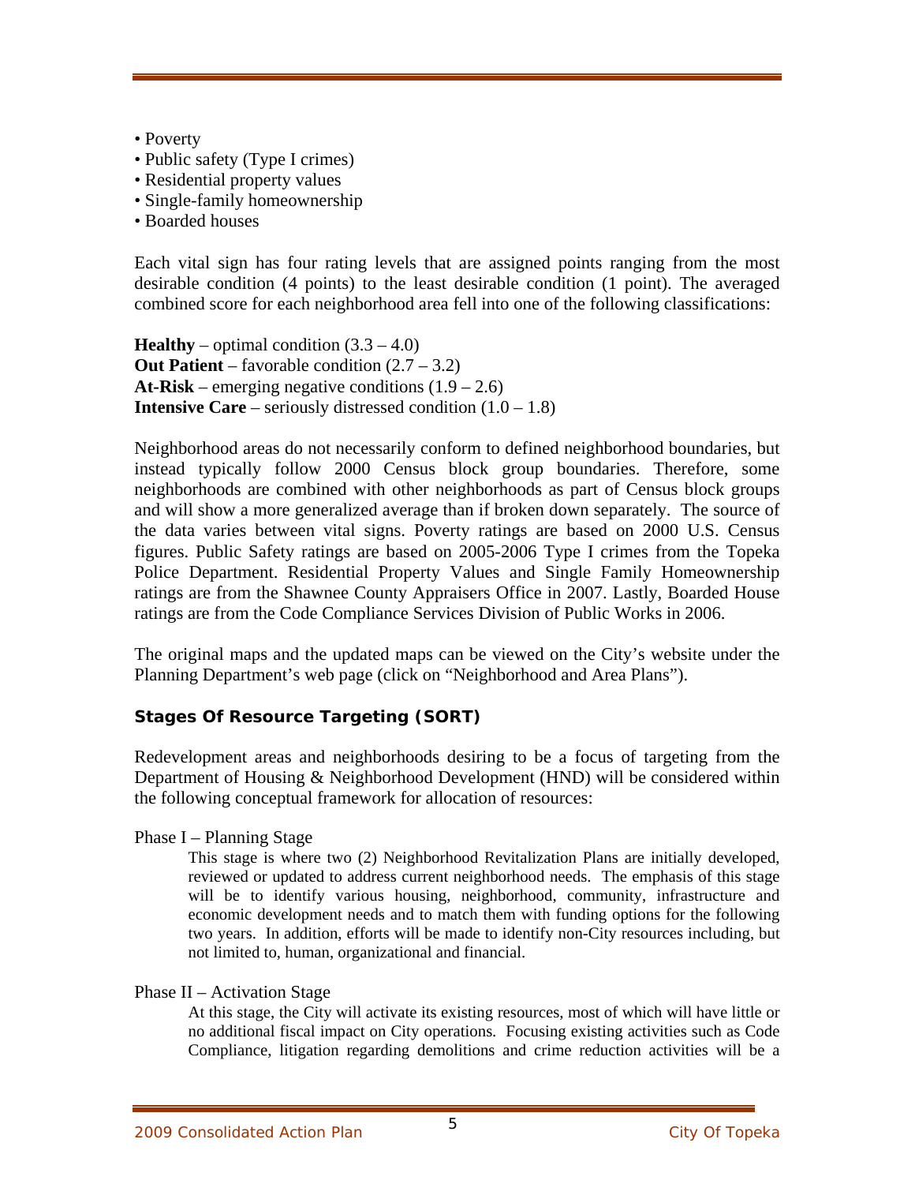- Poverty
- Public safety (Type I crimes)
- Residential property values
- Single-family homeownership
- Boarded houses

Each vital sign has four rating levels that are assigned points ranging from the most desirable condition (4 points) to the least desirable condition (1 point). The averaged combined score for each neighborhood area fell into one of the following classifications:

**Healthy** – optimal condition (3.3 – 4.0)
**Out Patient** – favorable condition (2.7 – 3.2)
**At-Risk** – emerging negative conditions (1.9 – 2.6)
**Intensive Care** – seriously distressed condition (1.0 – 1.8)

Neighborhood areas do not necessarily conform to defined neighborhood boundaries, but instead typically follow 2000 Census block group boundaries. Therefore, some neighborhoods are combined with other neighborhoods as part of Census block groups and will show a more generalized average than if broken down separately. The source of the data varies between vital signs. Poverty ratings are based on 2000 U.S. Census figures. Public Safety ratings are based on 2005-2006 Type I crimes from the Topeka Police Department. Residential Property Values and Single Family Homeownership ratings are from the Shawnee County Appraisers Office in 2007. Lastly, Boarded House ratings are from the Code Compliance Services Division of Public Works in 2006.

The original maps and the updated maps can be viewed on the City's website under the Planning Department's web page (click on "Neighborhood and Area Plans").

### Stages Of Resource Targeting (SORT)

Redevelopment areas and neighborhoods desiring to be a focus of targeting from the Department of Housing & Neighborhood Development (HND) will be considered within the following conceptual framework for allocation of resources:

Phase I – Planning Stage

> This stage is where two (2) Neighborhood Revitalization Plans are initially developed, reviewed or updated to address current neighborhood needs. The emphasis of this stage will be to identify various housing, neighborhood, community, infrastructure and economic development needs and to match them with funding options for the following two years. In addition, efforts will be made to identify non-City resources including, but not limited to, human, organizational and financial.

Phase II – Activation Stage

> At this stage, the City will activate its existing resources, most of which will have little or no additional fiscal impact on City operations. Focusing existing activities such as Code Compliance, litigation regarding demolitions and crime reduction activities will be a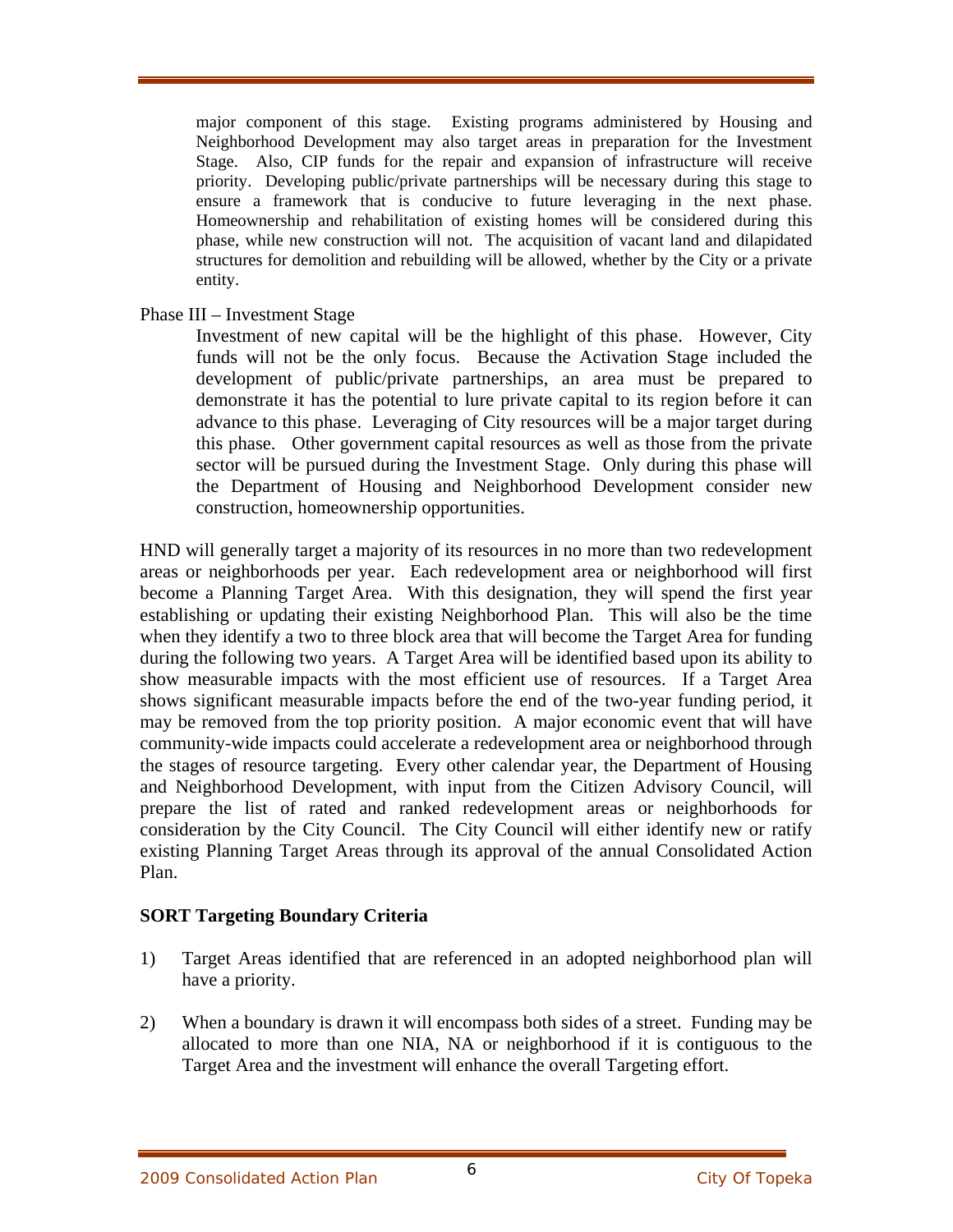major component of this stage. Existing programs administered by Housing and Neighborhood Development may also target areas in preparation for the Investment Stage. Also, CIP funds for the repair and expansion of infrastructure will receive priority. Developing public/private partnerships will be necessary during this stage to ensure a framework that is conducive to future leveraging in the next phase. Homeownership and rehabilitation of existing homes will be considered during this phase, while new construction will not. The acquisition of vacant land and dilapidated structures for demolition and rebuilding will be allowed, whether by the City or a private entity.

Phase III – Investment Stage

Investment of new capital will be the highlight of this phase. However, City funds will not be the only focus. Because the Activation Stage included the development of public/private partnerships, an area must be prepared to demonstrate it has the potential to lure private capital to its region before it can advance to this phase. Leveraging of City resources will be a major target during this phase. Other government capital resources as well as those from the private sector will be pursued during the Investment Stage. Only during this phase will the Department of Housing and Neighborhood Development consider new construction, homeownership opportunities.

HND will generally target a majority of its resources in no more than two redevelopment areas or neighborhoods per year. Each redevelopment area or neighborhood will first become a Planning Target Area. With this designation, they will spend the first year establishing or updating their existing Neighborhood Plan. This will also be the time when they identify a two to three block area that will become the Target Area for funding during the following two years. A Target Area will be identified based upon its ability to show measurable impacts with the most efficient use of resources. If a Target Area shows significant measurable impacts before the end of the two-year funding period, it may be removed from the top priority position. A major economic event that will have community-wide impacts could accelerate a redevelopment area or neighborhood through the stages of resource targeting. Every other calendar year, the Department of Housing and Neighborhood Development, with input from the Citizen Advisory Council, will prepare the list of rated and ranked redevelopment areas or neighborhoods for consideration by the City Council. The City Council will either identify new or ratify existing Planning Target Areas through its approval of the annual Consolidated Action Plan.

**SORT Targeting Boundary Criteria**

1) Target Areas identified that are referenced in an adopted neighborhood plan will have a priority.

2) When a boundary is drawn it will encompass both sides of a street. Funding may be allocated to more than one NIA, NA or neighborhood if it is contiguous to the Target Area and the investment will enhance the overall Targeting effort.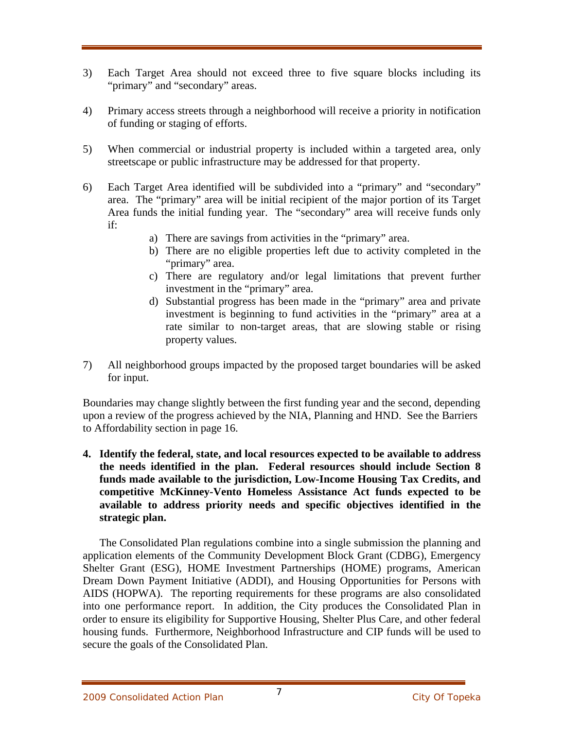3) Each Target Area should not exceed three to five square blocks including its "primary" and "secondary" areas.

4) Primary access streets through a neighborhood will receive a priority in notification of funding or staging of efforts.

5) When commercial or industrial property is included within a targeted area, only streetscape or public infrastructure may be addressed for that property.

6) Each Target Area identified will be subdivided into a "primary" and "secondary" area. The "primary" area will be initial recipient of the major portion of its Target Area funds the initial funding year. The "secondary" area will receive funds only if:
   a) There are savings from activities in the "primary" area.
   b) There are no eligible properties left due to activity completed in the "primary" area.
   c) There are regulatory and/or legal limitations that prevent further investment in the "primary" area.
   d) Substantial progress has been made in the "primary" area and private investment is beginning to fund activities in the "primary" area at a rate similar to non-target areas, that are slowing stable or rising property values.

7) All neighborhood groups impacted by the proposed target boundaries will be asked for input.

Boundaries may change slightly between the first funding year and the second, depending upon a review of the progress achieved by the NIA, Planning and HND. See the Barriers to Affordability section in page 16.

**4. Identify the federal, state, and local resources expected to be available to address the needs identified in the plan. Federal resources should include Section 8 funds made available to the jurisdiction, Low-Income Housing Tax Credits, and competitive McKinney-Vento Homeless Assistance Act funds expected to be available to address priority needs and specific objectives identified in the strategic plan.**

The Consolidated Plan regulations combine into a single submission the planning and application elements of the Community Development Block Grant (CDBG), Emergency Shelter Grant (ESG), HOME Investment Partnerships (HOME) programs, American Dream Down Payment Initiative (ADDI), and Housing Opportunities for Persons with AIDS (HOPWA). The reporting requirements for these programs are also consolidated into one performance report. In addition, the City produces the Consolidated Plan in order to ensure its eligibility for Supportive Housing, Shelter Plus Care, and other federal housing funds. Furthermore, Neighborhood Infrastructure and CIP funds will be used to secure the goals of the Consolidated Plan.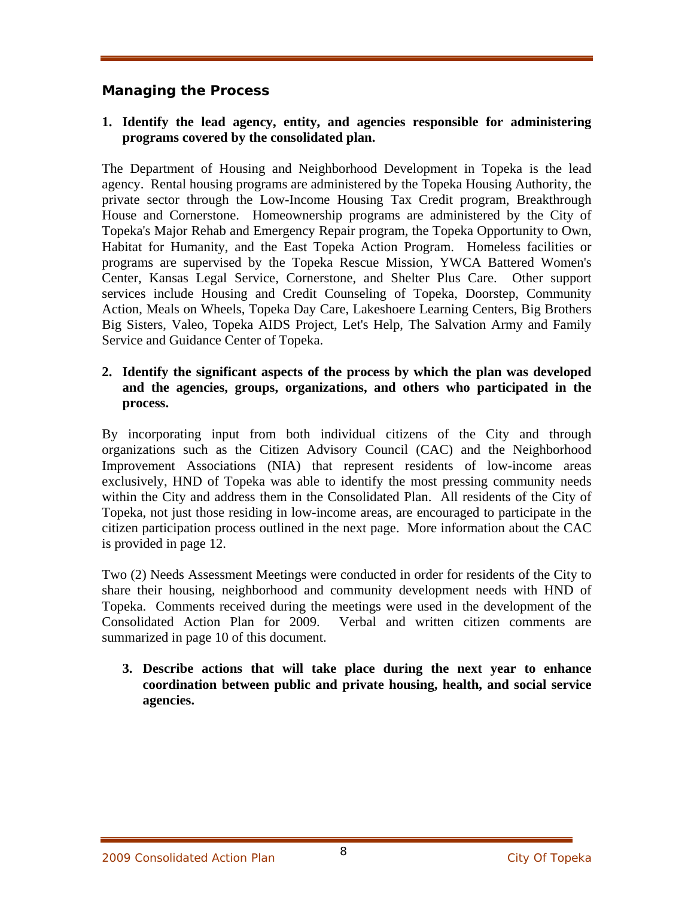## Managing the Process

**1. Identify the lead agency, entity, and agencies responsible for administering programs covered by the consolidated plan.**

The Department of Housing and Neighborhood Development in Topeka is the lead agency. Rental housing programs are administered by the Topeka Housing Authority, the private sector through the Low-Income Housing Tax Credit program, Breakthrough House and Cornerstone. Homeownership programs are administered by the City of Topeka's Major Rehab and Emergency Repair program, the Topeka Opportunity to Own, Habitat for Humanity, and the East Topeka Action Program. Homeless facilities or programs are supervised by the Topeka Rescue Mission, YWCA Battered Women's Center, Kansas Legal Service, Cornerstone, and Shelter Plus Care. Other support services include Housing and Credit Counseling of Topeka, Doorstep, Community Action, Meals on Wheels, Topeka Day Care, Lakeshoere Learning Centers, Big Brothers Big Sisters, Valeo, Topeka AIDS Project, Let's Help, The Salvation Army and Family Service and Guidance Center of Topeka.

**2. Identify the significant aspects of the process by which the plan was developed and the agencies, groups, organizations, and others who participated in the process.**

By incorporating input from both individual citizens of the City and through organizations such as the Citizen Advisory Council (CAC) and the Neighborhood Improvement Associations (NIA) that represent residents of low-income areas exclusively, HND of Topeka was able to identify the most pressing community needs within the City and address them in the Consolidated Plan. All residents of the City of Topeka, not just those residing in low-income areas, are encouraged to participate in the citizen participation process outlined in the next page. More information about the CAC is provided in page 12.

Two (2) Needs Assessment Meetings were conducted in order for residents of the City to share their housing, neighborhood and community development needs with HND of Topeka. Comments received during the meetings were used in the development of the Consolidated Action Plan for 2009. Verbal and written citizen comments are summarized in page 10 of this document.

**3. Describe actions that will take place during the next year to enhance coordination between public and private housing, health, and social service agencies.**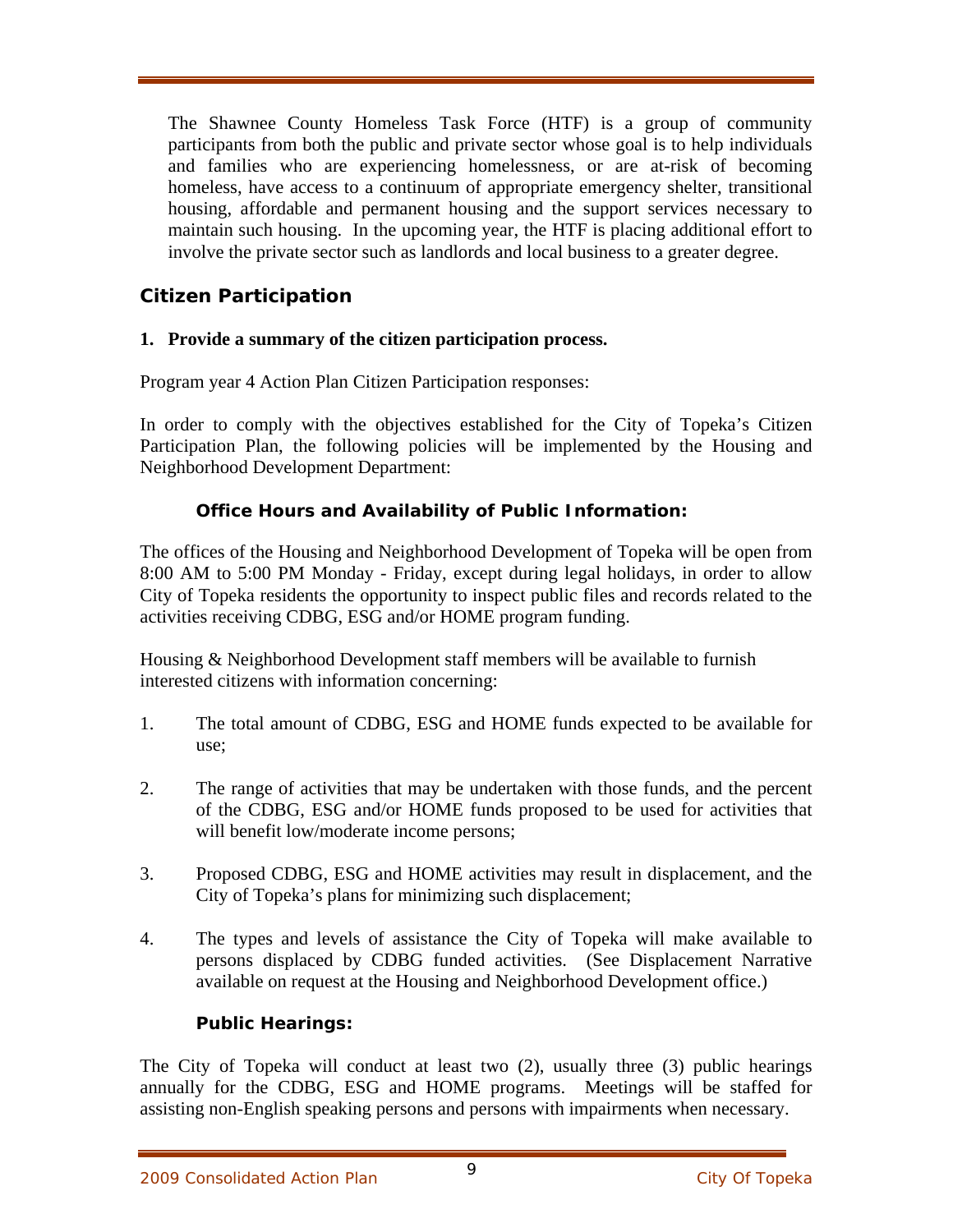The Shawnee County Homeless Task Force (HTF) is a group of community participants from both the public and private sector whose goal is to help individuals and families who are experiencing homelessness, or are at-risk of becoming homeless, have access to a continuum of appropriate emergency shelter, transitional housing, affordable and permanent housing and the support services necessary to maintain such housing. In the upcoming year, the HTF is placing additional effort to involve the private sector such as landlords and local business to a greater degree.

## Citizen Participation

**1. Provide a summary of the citizen participation process.**

Program year 4 Action Plan Citizen Participation responses:

In order to comply with the objectives established for the City of Topeka's Citizen Participation Plan, the following policies will be implemented by the Housing and Neighborhood Development Department:

### Office Hours and Availability of Public Information:

The offices of the Housing and Neighborhood Development of Topeka will be open from 8:00 AM to 5:00 PM Monday - Friday, except during legal holidays, in order to allow City of Topeka residents the opportunity to inspect public files and records related to the activities receiving CDBG, ESG and/or HOME program funding.

Housing & Neighborhood Development staff members will be available to furnish interested citizens with information concerning:

1. The total amount of CDBG, ESG and HOME funds expected to be available for use;

2. The range of activities that may be undertaken with those funds, and the percent of the CDBG, ESG and/or HOME funds proposed to be used for activities that will benefit low/moderate income persons;

3. Proposed CDBG, ESG and HOME activities may result in displacement, and the City of Topeka's plans for minimizing such displacement;

4. The types and levels of assistance the City of Topeka will make available to persons displaced by CDBG funded activities. (See Displacement Narrative available on request at the Housing and Neighborhood Development office.)

### Public Hearings:

The City of Topeka will conduct at least two (2), usually three (3) public hearings annually for the CDBG, ESG and HOME programs. Meetings will be staffed for assisting non-English speaking persons and persons with impairments when necessary.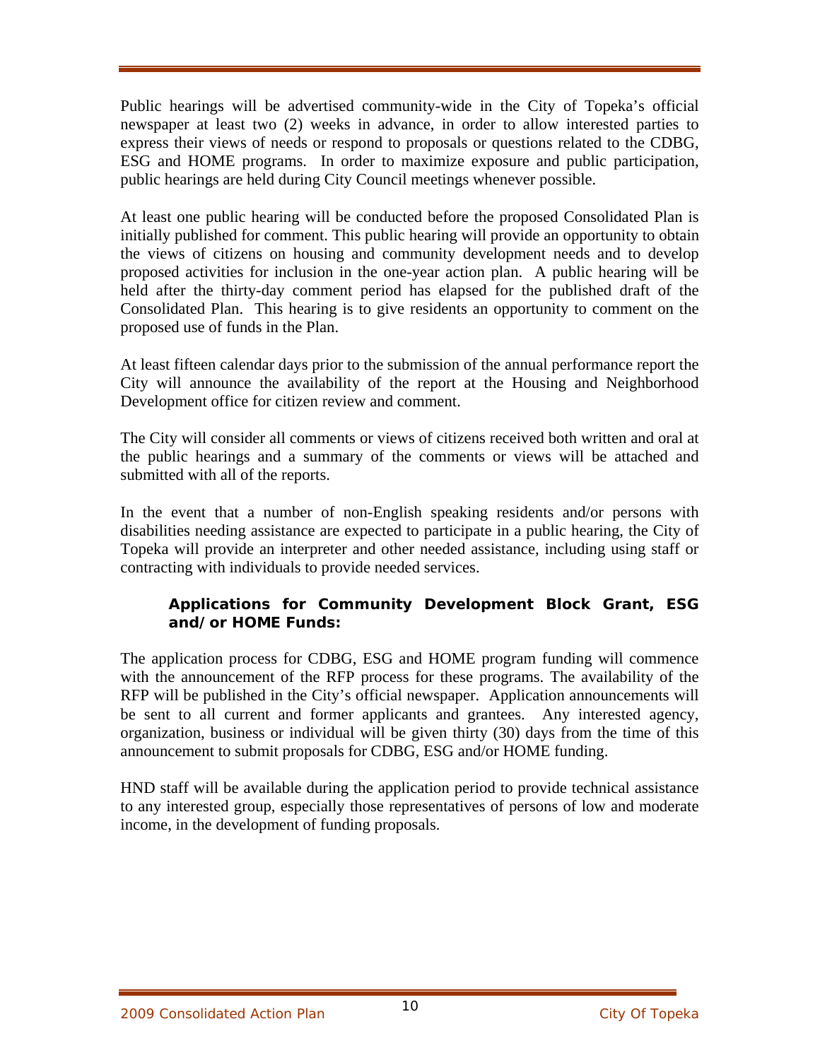Public hearings will be advertised community-wide in the City of Topeka's official newspaper at least two (2) weeks in advance, in order to allow interested parties to express their views of needs or respond to proposals or questions related to the CDBG, ESG and HOME programs. In order to maximize exposure and public participation, public hearings are held during City Council meetings whenever possible.

At least one public hearing will be conducted before the proposed Consolidated Plan is initially published for comment. This public hearing will provide an opportunity to obtain the views of citizens on housing and community development needs and to develop proposed activities for inclusion in the one-year action plan. A public hearing will be held after the thirty-day comment period has elapsed for the published draft of the Consolidated Plan. This hearing is to give residents an opportunity to comment on the proposed use of funds in the Plan.

At least fifteen calendar days prior to the submission of the annual performance report the City will announce the availability of the report at the Housing and Neighborhood Development office for citizen review and comment.

The City will consider all comments or views of citizens received both written and oral at the public hearings and a summary of the comments or views will be attached and submitted with all of the reports.

In the event that a number of non-English speaking residents and/or persons with disabilities needing assistance are expected to participate in a public hearing, the City of Topeka will provide an interpreter and other needed assistance, including using staff or contracting with individuals to provide needed services.

### Applications for Community Development Block Grant, ESG and/or HOME Funds:

The application process for CDBG, ESG and HOME program funding will commence with the announcement of the RFP process for these programs. The availability of the RFP will be published in the City's official newspaper. Application announcements will be sent to all current and former applicants and grantees. Any interested agency, organization, business or individual will be given thirty (30) days from the time of this announcement to submit proposals for CDBG, ESG and/or HOME funding.

HND staff will be available during the application period to provide technical assistance to any interested group, especially those representatives of persons of low and moderate income, in the development of funding proposals.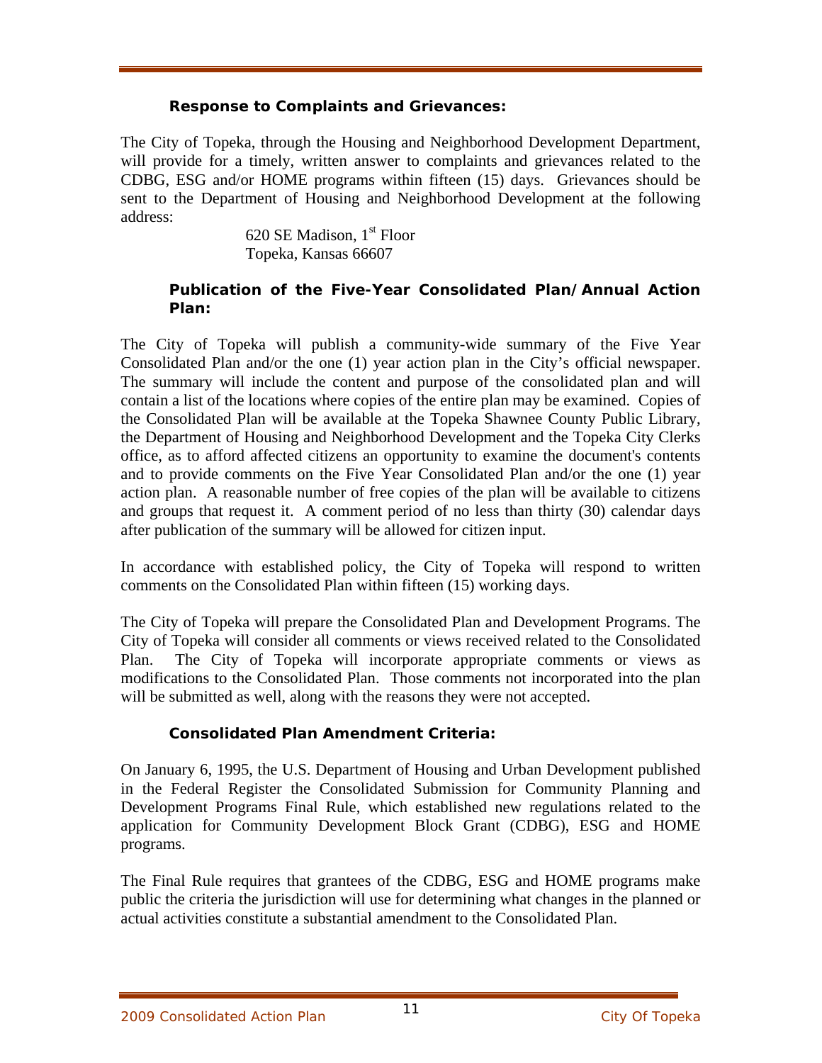### Response to Complaints and Grievances:

The City of Topeka, through the Housing and Neighborhood Development Department, will provide for a timely, written answer to complaints and grievances related to the CDBG, ESG and/or HOME programs within fifteen (15) days. Grievances should be sent to the Department of Housing and Neighborhood Development at the following address:

620 SE Madison, 1st Floor
Topeka, Kansas 66607

### Publication of the Five-Year Consolidated Plan/Annual Action Plan:

The City of Topeka will publish a community-wide summary of the Five Year Consolidated Plan and/or the one (1) year action plan in the City's official newspaper. The summary will include the content and purpose of the consolidated plan and will contain a list of the locations where copies of the entire plan may be examined. Copies of the Consolidated Plan will be available at the Topeka Shawnee County Public Library, the Department of Housing and Neighborhood Development and the Topeka City Clerks office, as to afford affected citizens an opportunity to examine the document's contents and to provide comments on the Five Year Consolidated Plan and/or the one (1) year action plan. A reasonable number of free copies of the plan will be available to citizens and groups that request it. A comment period of no less than thirty (30) calendar days after publication of the summary will be allowed for citizen input.

In accordance with established policy, the City of Topeka will respond to written comments on the Consolidated Plan within fifteen (15) working days.

The City of Topeka will prepare the Consolidated Plan and Development Programs. The City of Topeka will consider all comments or views received related to the Consolidated Plan. The City of Topeka will incorporate appropriate comments or views as modifications to the Consolidated Plan. Those comments not incorporated into the plan will be submitted as well, along with the reasons they were not accepted.

### Consolidated Plan Amendment Criteria:

On January 6, 1995, the U.S. Department of Housing and Urban Development published in the Federal Register the Consolidated Submission for Community Planning and Development Programs Final Rule, which established new regulations related to the application for Community Development Block Grant (CDBG), ESG and HOME programs.

The Final Rule requires that grantees of the CDBG, ESG and HOME programs make public the criteria the jurisdiction will use for determining what changes in the planned or actual activities constitute a substantial amendment to the Consolidated Plan.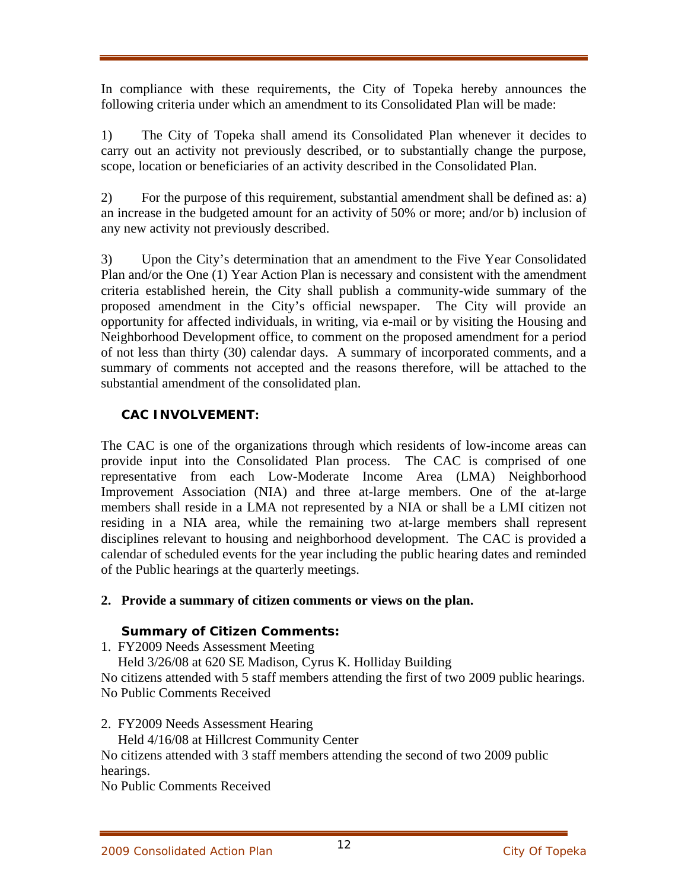In compliance with these requirements, the City of Topeka hereby announces the following criteria under which an amendment to its Consolidated Plan will be made:

1) The City of Topeka shall amend its Consolidated Plan whenever it decides to carry out an activity not previously described, or to substantially change the purpose, scope, location or beneficiaries of an activity described in the Consolidated Plan.

2) For the purpose of this requirement, substantial amendment shall be defined as: a) an increase in the budgeted amount for an activity of 50% or more; and/or b) inclusion of any new activity not previously described.

3) Upon the City's determination that an amendment to the Five Year Consolidated Plan and/or the One (1) Year Action Plan is necessary and consistent with the amendment criteria established herein, the City shall publish a community-wide summary of the proposed amendment in the City's official newspaper. The City will provide an opportunity for affected individuals, in writing, via e-mail or by visiting the Housing and Neighborhood Development office, to comment on the proposed amendment for a period of not less than thirty (30) calendar days. A summary of incorporated comments, and a summary of comments not accepted and the reasons therefore, will be attached to the substantial amendment of the consolidated plan.

### CAC INVOLVEMENT:

The CAC is one of the organizations through which residents of low-income areas can provide input into the Consolidated Plan process. The CAC is comprised of one representative from each Low-Moderate Income Area (LMA) Neighborhood Improvement Association (NIA) and three at-large members. One of the at-large members shall reside in a LMA not represented by a NIA or shall be a LMI citizen not residing in a NIA area, while the remaining two at-large members shall represent disciplines relevant to housing and neighborhood development. The CAC is provided a calendar of scheduled events for the year including the public hearing dates and reminded of the Public hearings at the quarterly meetings.

**2. Provide a summary of citizen comments or views on the plan.**

### Summary of Citizen Comments:

1. FY2009 Needs Assessment Meeting
   Held 3/26/08 at 620 SE Madison, Cyrus K. Holliday Building

No citizens attended with 5 staff members attending the first of two 2009 public hearings.
No Public Comments Received

2. FY2009 Needs Assessment Hearing
   Held 4/16/08 at Hillcrest Community Center

No citizens attended with 3 staff members attending the second of two 2009 public hearings.
No Public Comments Received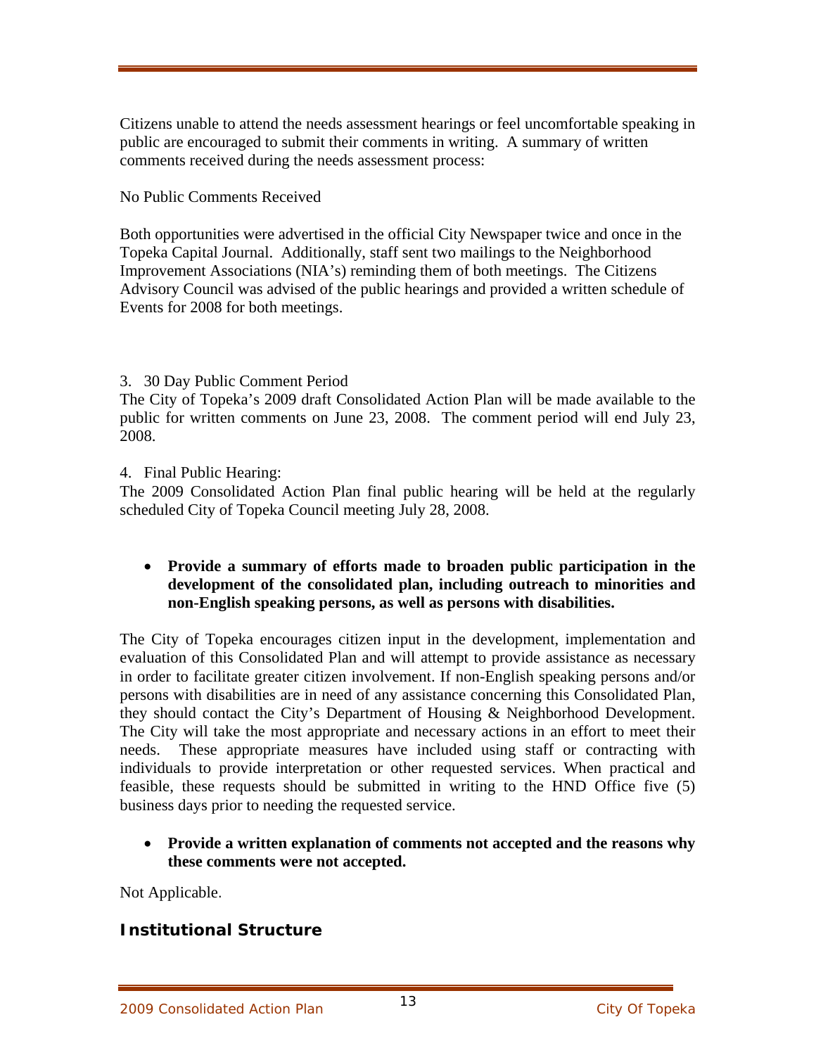Citizens unable to attend the needs assessment hearings or feel uncomfortable speaking in public are encouraged to submit their comments in writing. A summary of written comments received during the needs assessment process:

No Public Comments Received

Both opportunities were advertised in the official City Newspaper twice and once in the Topeka Capital Journal. Additionally, staff sent two mailings to the Neighborhood Improvement Associations (NIA's) reminding them of both meetings. The Citizens Advisory Council was advised of the public hearings and provided a written schedule of Events for 2008 for both meetings.

3. 30 Day Public Comment Period

The City of Topeka's 2009 draft Consolidated Action Plan will be made available to the public for written comments on June 23, 2008. The comment period will end July 23, 2008.

4. Final Public Hearing:

The 2009 Consolidated Action Plan final public hearing will be held at the regularly scheduled City of Topeka Council meeting July 28, 2008.

- **Provide a summary of efforts made to broaden public participation in the development of the consolidated plan, including outreach to minorities and non-English speaking persons, as well as persons with disabilities.**

The City of Topeka encourages citizen input in the development, implementation and evaluation of this Consolidated Plan and will attempt to provide assistance as necessary in order to facilitate greater citizen involvement. If non-English speaking persons and/or persons with disabilities are in need of any assistance concerning this Consolidated Plan, they should contact the City's Department of Housing & Neighborhood Development. The City will take the most appropriate and necessary actions in an effort to meet their needs. These appropriate measures have included using staff or contracting with individuals to provide interpretation or other requested services. When practical and feasible, these requests should be submitted in writing to the HND Office five (5) business days prior to needing the requested service.

- **Provide a written explanation of comments not accepted and the reasons why these comments were not accepted.**

Not Applicable.

## Institutional Structure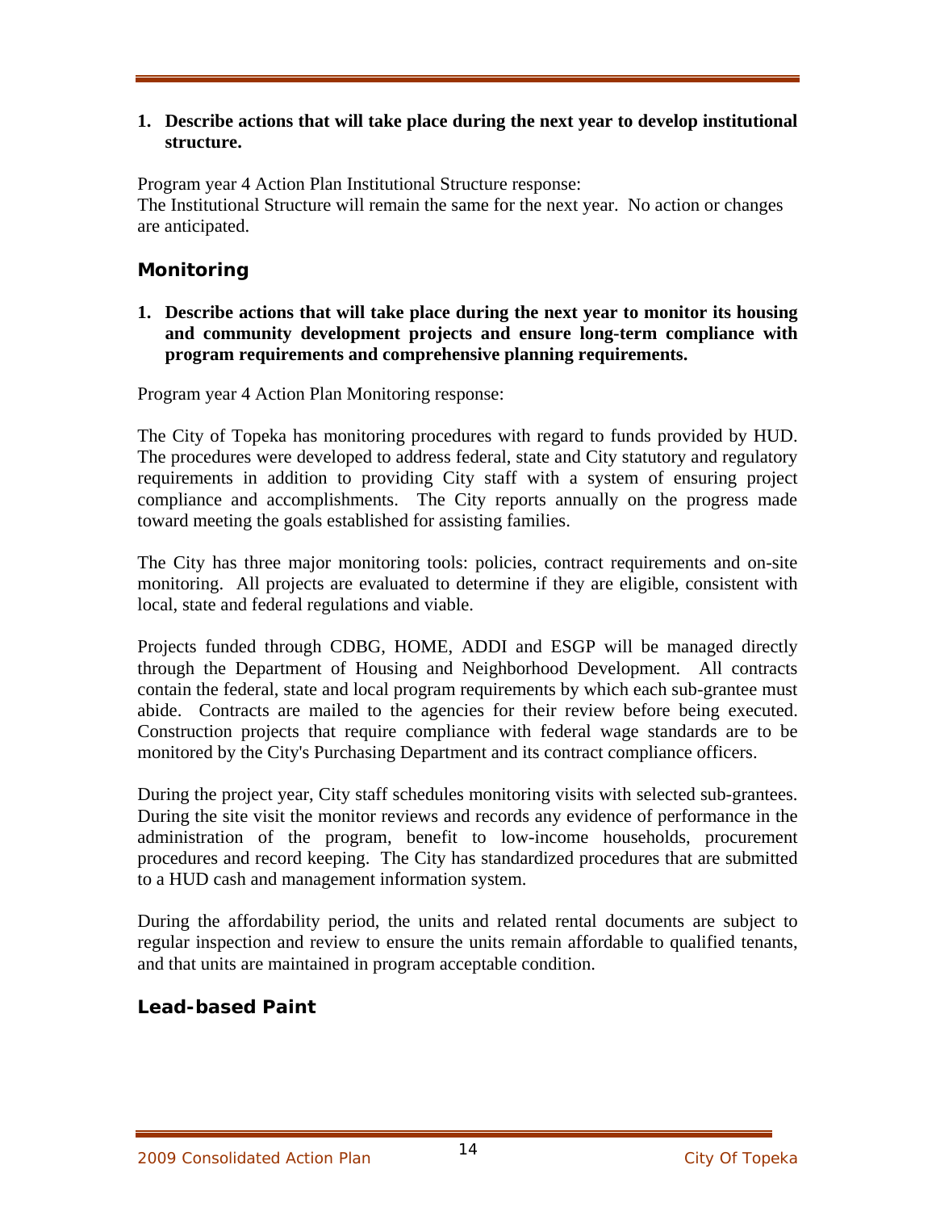1. **Describe actions that will take place during the next year to develop institutional structure.**

Program year 4 Action Plan Institutional Structure response:
The Institutional Structure will remain the same for the next year. No action or changes are anticipated.

## Monitoring

1. **Describe actions that will take place during the next year to monitor its housing and community development projects and ensure long-term compliance with program requirements and comprehensive planning requirements.**

Program year 4 Action Plan Monitoring response:

The City of Topeka has monitoring procedures with regard to funds provided by HUD. The procedures were developed to address federal, state and City statutory and regulatory requirements in addition to providing City staff with a system of ensuring project compliance and accomplishments. The City reports annually on the progress made toward meeting the goals established for assisting families.

The City has three major monitoring tools: policies, contract requirements and on-site monitoring. All projects are evaluated to determine if they are eligible, consistent with local, state and federal regulations and viable.

Projects funded through CDBG, HOME, ADDI and ESGP will be managed directly through the Department of Housing and Neighborhood Development. All contracts contain the federal, state and local program requirements by which each sub-grantee must abide. Contracts are mailed to the agencies for their review before being executed. Construction projects that require compliance with federal wage standards are to be monitored by the City's Purchasing Department and its contract compliance officers.

During the project year, City staff schedules monitoring visits with selected sub-grantees. During the site visit the monitor reviews and records any evidence of performance in the administration of the program, benefit to low-income households, procurement procedures and record keeping. The City has standardized procedures that are submitted to a HUD cash and management information system.

During the affordability period, the units and related rental documents are subject to regular inspection and review to ensure the units remain affordable to qualified tenants, and that units are maintained in program acceptable condition.

## Lead-based Paint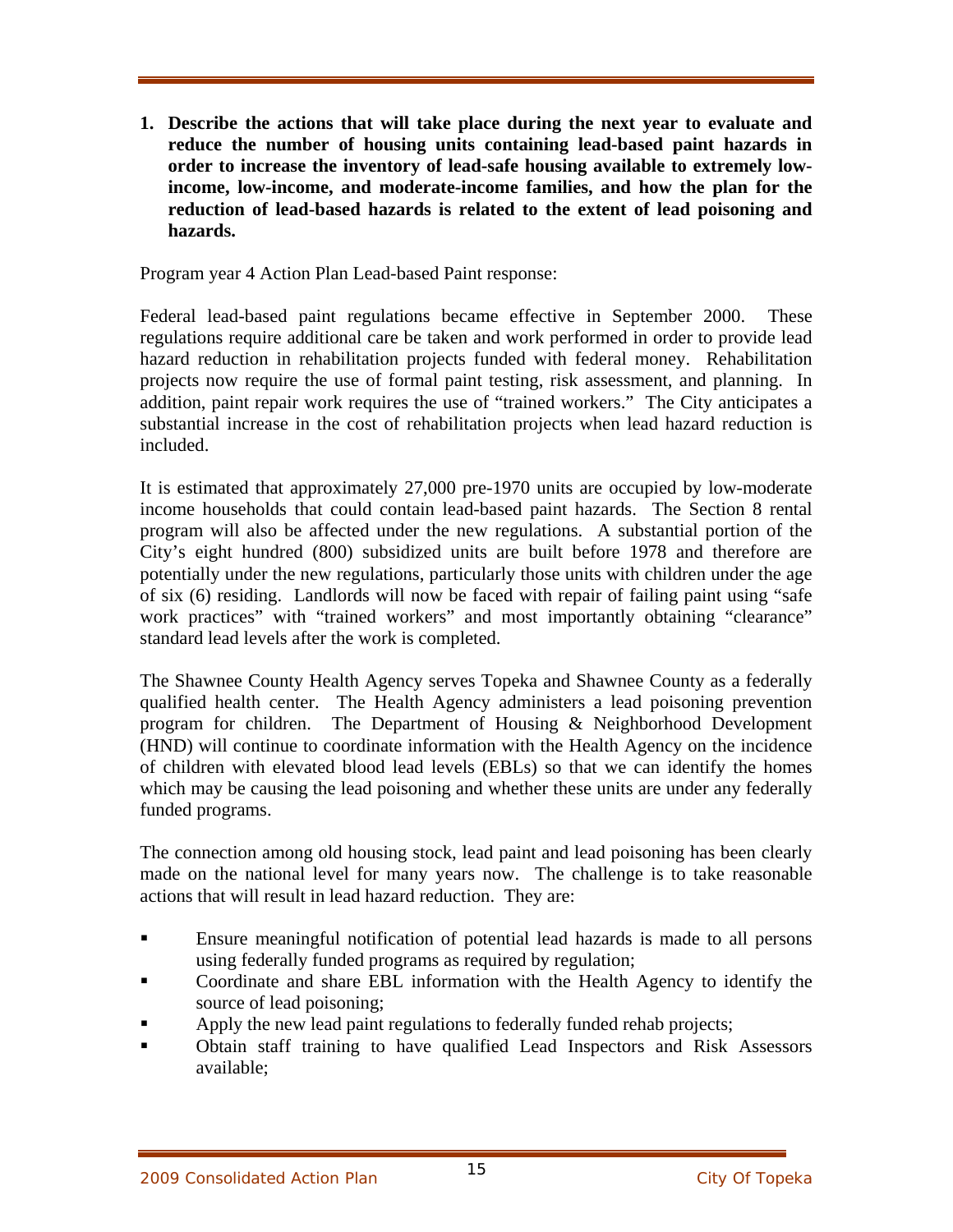**1. Describe the actions that will take place during the next year to evaluate and reduce the number of housing units containing lead-based paint hazards in order to increase the inventory of lead-safe housing available to extremely low-income, low-income, and moderate-income families, and how the plan for the reduction of lead-based hazards is related to the extent of lead poisoning and hazards.**

Program year 4 Action Plan Lead-based Paint response:

Federal lead-based paint regulations became effective in September 2000. These regulations require additional care be taken and work performed in order to provide lead hazard reduction in rehabilitation projects funded with federal money. Rehabilitation projects now require the use of formal paint testing, risk assessment, and planning. In addition, paint repair work requires the use of "trained workers." The City anticipates a substantial increase in the cost of rehabilitation projects when lead hazard reduction is included.

It is estimated that approximately 27,000 pre-1970 units are occupied by low-moderate income households that could contain lead-based paint hazards. The Section 8 rental program will also be affected under the new regulations. A substantial portion of the City's eight hundred (800) subsidized units are built before 1978 and therefore are potentially under the new regulations, particularly those units with children under the age of six (6) residing. Landlords will now be faced with repair of failing paint using "safe work practices" with "trained workers" and most importantly obtaining "clearance" standard lead levels after the work is completed.

The Shawnee County Health Agency serves Topeka and Shawnee County as a federally qualified health center. The Health Agency administers a lead poisoning prevention program for children. The Department of Housing & Neighborhood Development (HND) will continue to coordinate information with the Health Agency on the incidence of children with elevated blood lead levels (EBLs) so that we can identify the homes which may be causing the lead poisoning and whether these units are under any federally funded programs.

The connection among old housing stock, lead paint and lead poisoning has been clearly made on the national level for many years now. The challenge is to take reasonable actions that will result in lead hazard reduction. They are:

- Ensure meaningful notification of potential lead hazards is made to all persons using federally funded programs as required by regulation;
- Coordinate and share EBL information with the Health Agency to identify the source of lead poisoning;
- Apply the new lead paint regulations to federally funded rehab projects;
- Obtain staff training to have qualified Lead Inspectors and Risk Assessors available;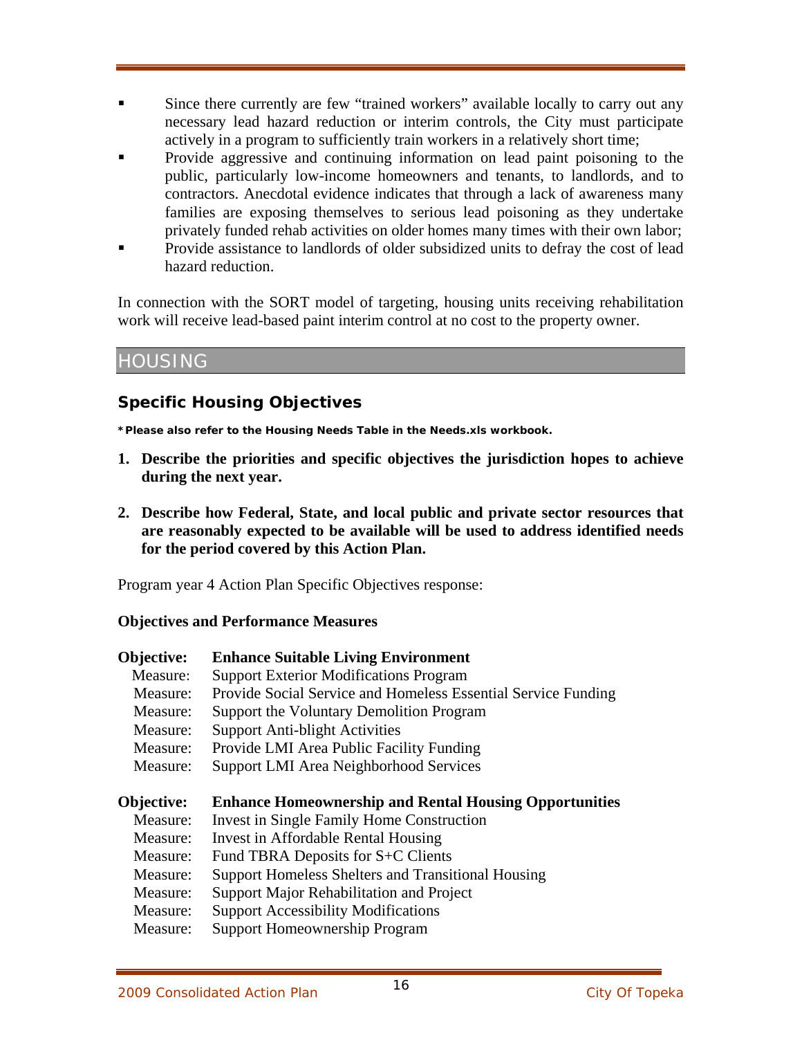- Since there currently are few "trained workers" available locally to carry out any necessary lead hazard reduction or interim controls, the City must participate actively in a program to sufficiently train workers in a relatively short time;
- Provide aggressive and continuing information on lead paint poisoning to the public, particularly low-income homeowners and tenants, to landlords, and to contractors. Anecdotal evidence indicates that through a lack of awareness many families are exposing themselves to serious lead poisoning as they undertake privately funded rehab activities on older homes many times with their own labor;
- Provide assistance to landlords of older subsidized units to defray the cost of lead hazard reduction.

In connection with the SORT model of targeting, housing units receiving rehabilitation work will receive lead-based paint interim control at no cost to the property owner.

# HOUSING

## Specific Housing Objectives

***Please also refer to the Housing Needs Table in the Needs.xls workbook.**

1. **Describe the priorities and specific objectives the jurisdiction hopes to achieve during the next year.**

2. **Describe how Federal, State, and local public and private sector resources that are reasonably expected to be available will be used to address identified needs for the period covered by this Action Plan.**

Program year 4 Action Plan Specific Objectives response:

**Objectives and Performance Measures**

**Objective: Enhance Suitable Living Environment**
- Measure: Support Exterior Modifications Program
- Measure: Provide Social Service and Homeless Essential Service Funding
- Measure: Support the Voluntary Demolition Program
- Measure: Support Anti-blight Activities
- Measure: Provide LMI Area Public Facility Funding
- Measure: Support LMI Area Neighborhood Services

**Objective: Enhance Homeownership and Rental Housing Opportunities**
- Measure: Invest in Single Family Home Construction
- Measure: Invest in Affordable Rental Housing
- Measure: Fund TBRA Deposits for S+C Clients
- Measure: Support Homeless Shelters and Transitional Housing
- Measure: Support Major Rehabilitation and Project
- Measure: Support Accessibility Modifications
- Measure: Support Homeownership Program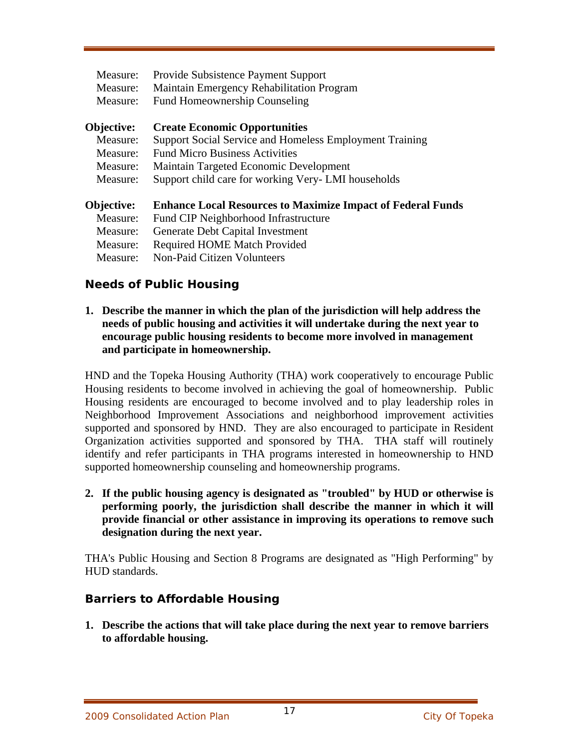Measure: Provide Subsistence Payment Support
Measure: Maintain Emergency Rehabilitation Program
Measure: Fund Homeownership Counseling

**Objective: Create Economic Opportunities**
Measure: Support Social Service and Homeless Employment Training
Measure: Fund Micro Business Activities
Measure: Maintain Targeted Economic Development
Measure: Support child care for working Very- LMI households

**Objective: Enhance Local Resources to Maximize Impact of Federal Funds**
Measure: Fund CIP Neighborhood Infrastructure
Measure: Generate Debt Capital Investment
Measure: Required HOME Match Provided
Measure: Non-Paid Citizen Volunteers

## Needs of Public Housing

1. **Describe the manner in which the plan of the jurisdiction will help address the needs of public housing and activities it will undertake during the next year to encourage public housing residents to become more involved in management and participate in homeownership.**

HND and the Topeka Housing Authority (THA) work cooperatively to encourage Public Housing residents to become involved in achieving the goal of homeownership. Public Housing residents are encouraged to become involved and to play leadership roles in Neighborhood Improvement Associations and neighborhood improvement activities supported and sponsored by HND. They are also encouraged to participate in Resident Organization activities supported and sponsored by THA. THA staff will routinely identify and refer participants in THA programs interested in homeownership to HND supported homeownership counseling and homeownership programs.

2. **If the public housing agency is designated as "troubled" by HUD or otherwise is performing poorly, the jurisdiction shall describe the manner in which it will provide financial or other assistance in improving its operations to remove such designation during the next year.**

THA's Public Housing and Section 8 Programs are designated as "High Performing" by HUD standards.

## Barriers to Affordable Housing

1. **Describe the actions that will take place during the next year to remove barriers to affordable housing.**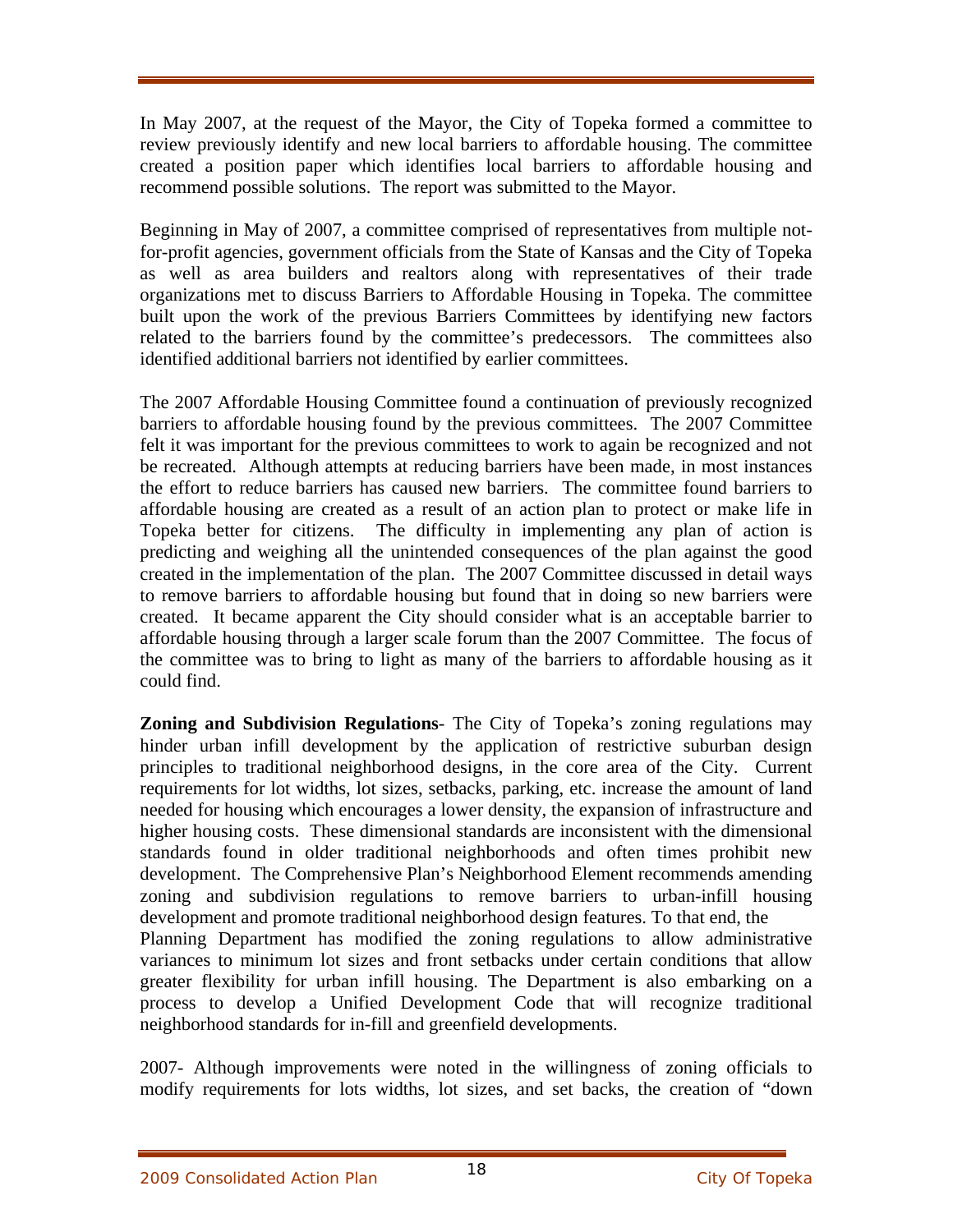In May 2007, at the request of the Mayor, the City of Topeka formed a committee to review previously identify and new local barriers to affordable housing. The committee created a position paper which identifies local barriers to affordable housing and recommend possible solutions. The report was submitted to the Mayor.

Beginning in May of 2007, a committee comprised of representatives from multiple not-for-profit agencies, government officials from the State of Kansas and the City of Topeka as well as area builders and realtors along with representatives of their trade organizations met to discuss Barriers to Affordable Housing in Topeka. The committee built upon the work of the previous Barriers Committees by identifying new factors related to the barriers found by the committee's predecessors. The committees also identified additional barriers not identified by earlier committees.

The 2007 Affordable Housing Committee found a continuation of previously recognized barriers to affordable housing found by the previous committees. The 2007 Committee felt it was important for the previous committees to work to again be recognized and not be recreated. Although attempts at reducing barriers have been made, in most instances the effort to reduce barriers has caused new barriers. The committee found barriers to affordable housing are created as a result of an action plan to protect or make life in Topeka better for citizens. The difficulty in implementing any plan of action is predicting and weighing all the unintended consequences of the plan against the good created in the implementation of the plan. The 2007 Committee discussed in detail ways to remove barriers to affordable housing but found that in doing so new barriers were created. It became apparent the City should consider what is an acceptable barrier to affordable housing through a larger scale forum than the 2007 Committee. The focus of the committee was to bring to light as many of the barriers to affordable housing as it could find.

**Zoning and Subdivision Regulations**- The City of Topeka's zoning regulations may hinder urban infill development by the application of restrictive suburban design principles to traditional neighborhood designs, in the core area of the City. Current requirements for lot widths, lot sizes, setbacks, parking, etc. increase the amount of land needed for housing which encourages a lower density, the expansion of infrastructure and higher housing costs. These dimensional standards are inconsistent with the dimensional standards found in older traditional neighborhoods and often times prohibit new development. The Comprehensive Plan's Neighborhood Element recommends amending zoning and subdivision regulations to remove barriers to urban-infill housing development and promote traditional neighborhood design features. To that end, the Planning Department has modified the zoning regulations to allow administrative variances to minimum lot sizes and front setbacks under certain conditions that allow greater flexibility for urban infill housing. The Department is also embarking on a process to develop a Unified Development Code that will recognize traditional neighborhood standards for in-fill and greenfield developments.

2007- Although improvements were noted in the willingness of zoning officials to modify requirements for lots widths, lot sizes, and set backs, the creation of "down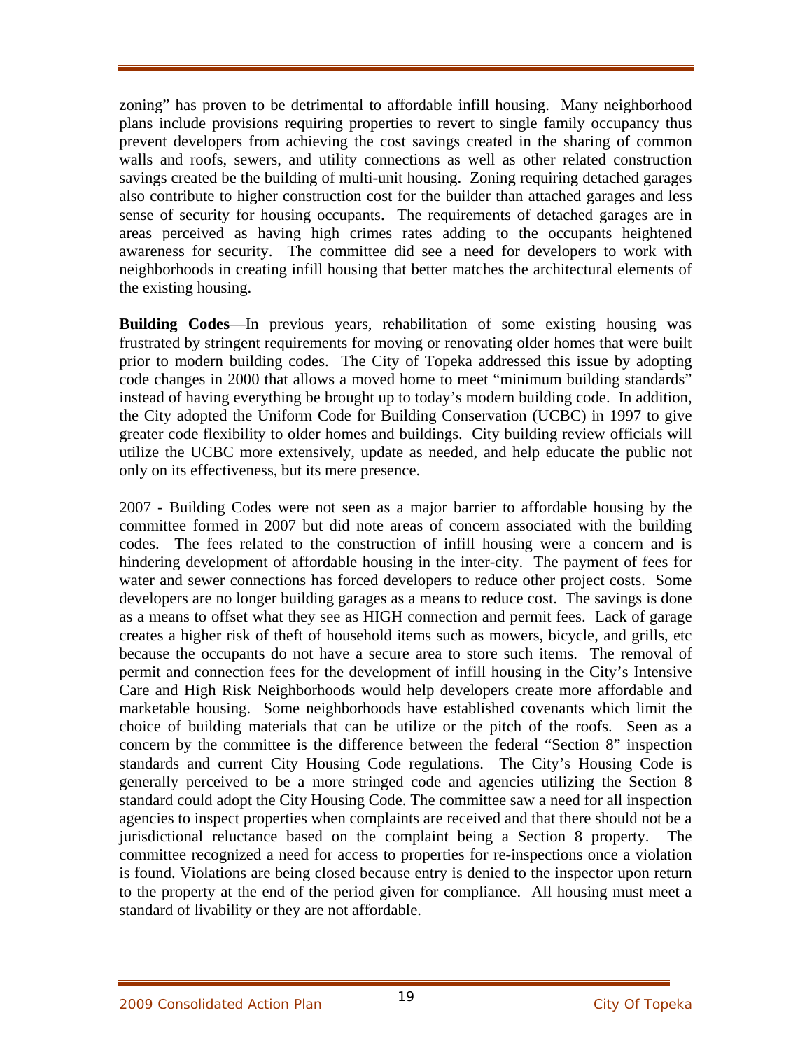zoning" has proven to be detrimental to affordable infill housing. Many neighborhood plans include provisions requiring properties to revert to single family occupancy thus prevent developers from achieving the cost savings created in the sharing of common walls and roofs, sewers, and utility connections as well as other related construction savings created be the building of multi-unit housing. Zoning requiring detached garages also contribute to higher construction cost for the builder than attached garages and less sense of security for housing occupants. The requirements of detached garages are in areas perceived as having high crimes rates adding to the occupants heightened awareness for security. The committee did see a need for developers to work with neighborhoods in creating infill housing that better matches the architectural elements of the existing housing.

**Building Codes**—In previous years, rehabilitation of some existing housing was frustrated by stringent requirements for moving or renovating older homes that were built prior to modern building codes. The City of Topeka addressed this issue by adopting code changes in 2000 that allows a moved home to meet "minimum building standards" instead of having everything be brought up to today's modern building code. In addition, the City adopted the Uniform Code for Building Conservation (UCBC) in 1997 to give greater code flexibility to older homes and buildings. City building review officials will utilize the UCBC more extensively, update as needed, and help educate the public not only on its effectiveness, but its mere presence.

2007 - Building Codes were not seen as a major barrier to affordable housing by the committee formed in 2007 but did note areas of concern associated with the building codes. The fees related to the construction of infill housing were a concern and is hindering development of affordable housing in the inter-city. The payment of fees for water and sewer connections has forced developers to reduce other project costs. Some developers are no longer building garages as a means to reduce cost. The savings is done as a means to offset what they see as HIGH connection and permit fees. Lack of garage creates a higher risk of theft of household items such as mowers, bicycle, and grills, etc because the occupants do not have a secure area to store such items. The removal of permit and connection fees for the development of infill housing in the City's Intensive Care and High Risk Neighborhoods would help developers create more affordable and marketable housing. Some neighborhoods have established covenants which limit the choice of building materials that can be utilize or the pitch of the roofs. Seen as a concern by the committee is the difference between the federal "Section 8" inspection standards and current City Housing Code regulations. The City's Housing Code is generally perceived to be a more stringed code and agencies utilizing the Section 8 standard could adopt the City Housing Code. The committee saw a need for all inspection agencies to inspect properties when complaints are received and that there should not be a jurisdictional reluctance based on the complaint being a Section 8 property. The committee recognized a need for access to properties for re-inspections once a violation is found. Violations are being closed because entry is denied to the inspector upon return to the property at the end of the period given for compliance. All housing must meet a standard of livability or they are not affordable.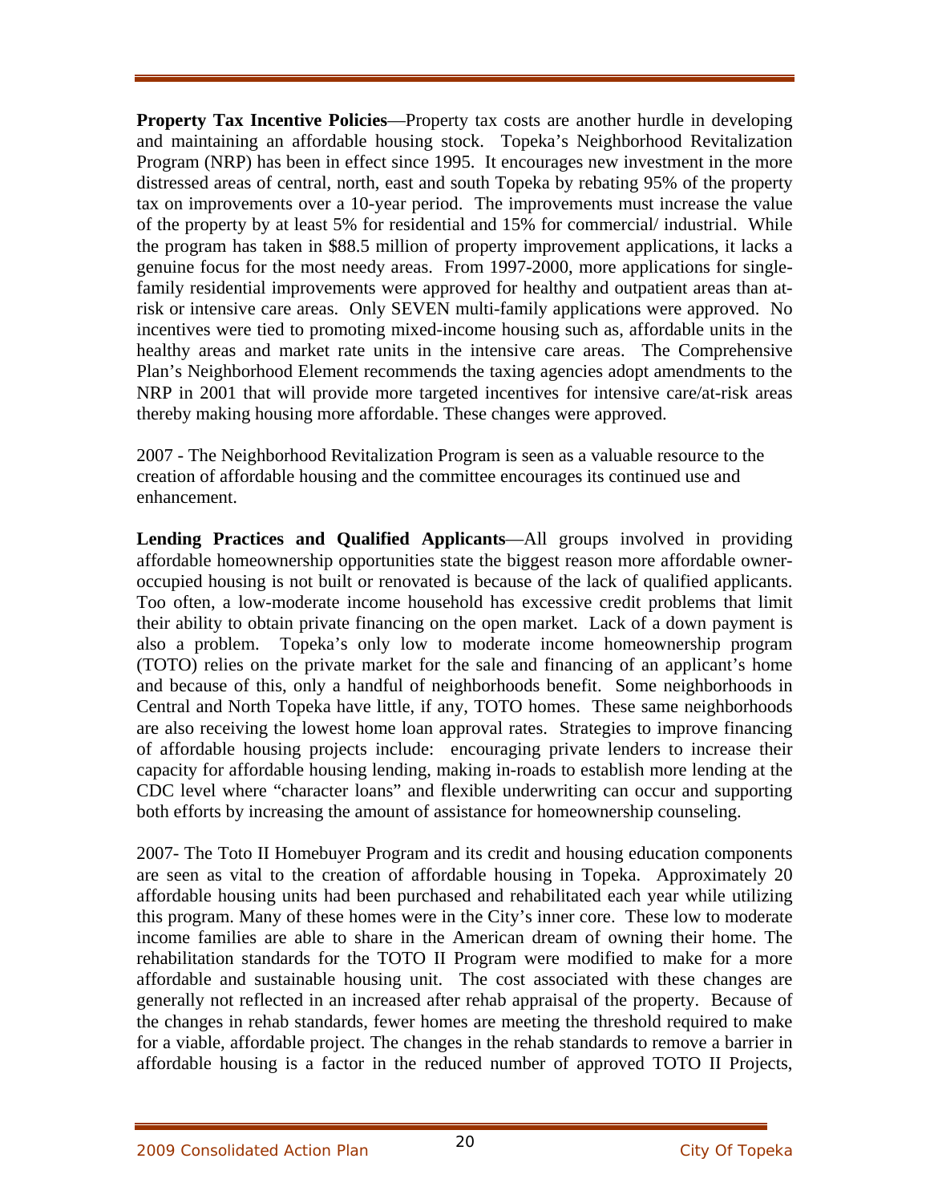**Property Tax Incentive Policies**—Property tax costs are another hurdle in developing and maintaining an affordable housing stock. Topeka's Neighborhood Revitalization Program (NRP) has been in effect since 1995. It encourages new investment in the more distressed areas of central, north, east and south Topeka by rebating 95% of the property tax on improvements over a 10-year period. The improvements must increase the value of the property by at least 5% for residential and 15% for commercial/ industrial. While the program has taken in $88.5 million of property improvement applications, it lacks a genuine focus for the most needy areas. From 1997-2000, more applications for single-family residential improvements were approved for healthy and outpatient areas than at-risk or intensive care areas. Only SEVEN multi-family applications were approved. No incentives were tied to promoting mixed-income housing such as, affordable units in the healthy areas and market rate units in the intensive care areas. The Comprehensive Plan's Neighborhood Element recommends the taxing agencies adopt amendments to the NRP in 2001 that will provide more targeted incentives for intensive care/at-risk areas thereby making housing more affordable. These changes were approved.

2007 - The Neighborhood Revitalization Program is seen as a valuable resource to the creation of affordable housing and the committee encourages its continued use and enhancement.

**Lending Practices and Qualified Applicants**—All groups involved in providing affordable homeownership opportunities state the biggest reason more affordable owner-occupied housing is not built or renovated is because of the lack of qualified applicants. Too often, a low-moderate income household has excessive credit problems that limit their ability to obtain private financing on the open market. Lack of a down payment is also a problem. Topeka's only low to moderate income homeownership program (TOTO) relies on the private market for the sale and financing of an applicant's home and because of this, only a handful of neighborhoods benefit. Some neighborhoods in Central and North Topeka have little, if any, TOTO homes. These same neighborhoods are also receiving the lowest home loan approval rates. Strategies to improve financing of affordable housing projects include: encouraging private lenders to increase their capacity for affordable housing lending, making in-roads to establish more lending at the CDC level where "character loans" and flexible underwriting can occur and supporting both efforts by increasing the amount of assistance for homeownership counseling.

2007- The Toto II Homebuyer Program and its credit and housing education components are seen as vital to the creation of affordable housing in Topeka. Approximately 20 affordable housing units had been purchased and rehabilitated each year while utilizing this program. Many of these homes were in the City's inner core. These low to moderate income families are able to share in the American dream of owning their home. The rehabilitation standards for the TOTO II Program were modified to make for a more affordable and sustainable housing unit. The cost associated with these changes are generally not reflected in an increased after rehab appraisal of the property. Because of the changes in rehab standards, fewer homes are meeting the threshold required to make for a viable, affordable project. The changes in the rehab standards to remove a barrier in affordable housing is a factor in the reduced number of approved TOTO II Projects,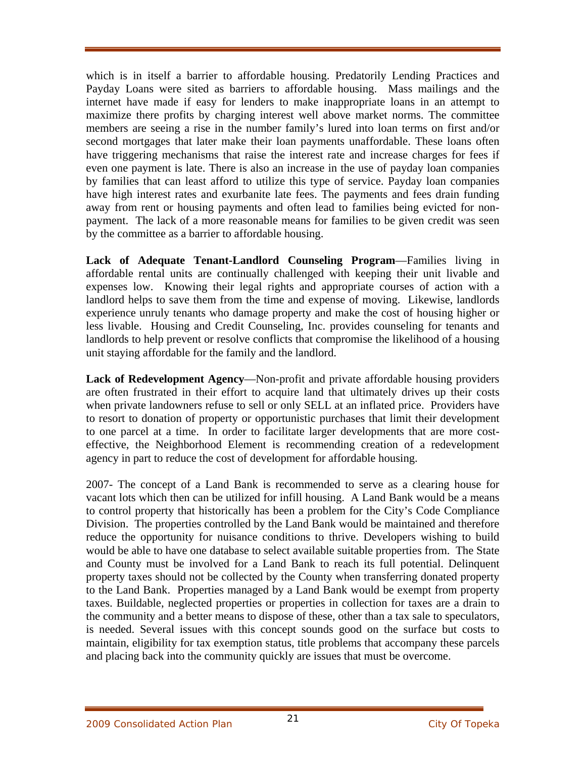which is in itself a barrier to affordable housing. Predatorily Lending Practices and Payday Loans were sited as barriers to affordable housing. Mass mailings and the internet have made if easy for lenders to make inappropriate loans in an attempt to maximize there profits by charging interest well above market norms. The committee members are seeing a rise in the number family's lured into loan terms on first and/or second mortgages that later make their loan payments unaffordable. These loans often have triggering mechanisms that raise the interest rate and increase charges for fees if even one payment is late. There is also an increase in the use of payday loan companies by families that can least afford to utilize this type of service. Payday loan companies have high interest rates and exurbanite late fees. The payments and fees drain funding away from rent or housing payments and often lead to families being evicted for non-payment. The lack of a more reasonable means for families to be given credit was seen by the committee as a barrier to affordable housing.

**Lack of Adequate Tenant-Landlord Counseling Program**—Families living in affordable rental units are continually challenged with keeping their unit livable and expenses low. Knowing their legal rights and appropriate courses of action with a landlord helps to save them from the time and expense of moving. Likewise, landlords experience unruly tenants who damage property and make the cost of housing higher or less livable. Housing and Credit Counseling, Inc. provides counseling for tenants and landlords to help prevent or resolve conflicts that compromise the likelihood of a housing unit staying affordable for the family and the landlord.

**Lack of Redevelopment Agency**—Non-profit and private affordable housing providers are often frustrated in their effort to acquire land that ultimately drives up their costs when private landowners refuse to sell or only SELL at an inflated price. Providers have to resort to donation of property or opportunistic purchases that limit their development to one parcel at a time. In order to facilitate larger developments that are more cost-effective, the Neighborhood Element is recommending creation of a redevelopment agency in part to reduce the cost of development for affordable housing.

2007- The concept of a Land Bank is recommended to serve as a clearing house for vacant lots which then can be utilized for infill housing. A Land Bank would be a means to control property that historically has been a problem for the City's Code Compliance Division. The properties controlled by the Land Bank would be maintained and therefore reduce the opportunity for nuisance conditions to thrive. Developers wishing to build would be able to have one database to select available suitable properties from. The State and County must be involved for a Land Bank to reach its full potential. Delinquent property taxes should not be collected by the County when transferring donated property to the Land Bank. Properties managed by a Land Bank would be exempt from property taxes. Buildable, neglected properties or properties in collection for taxes are a drain to the community and a better means to dispose of these, other than a tax sale to speculators, is needed. Several issues with this concept sounds good on the surface but costs to maintain, eligibility for tax exemption status, title problems that accompany these parcels and placing back into the community quickly are issues that must be overcome.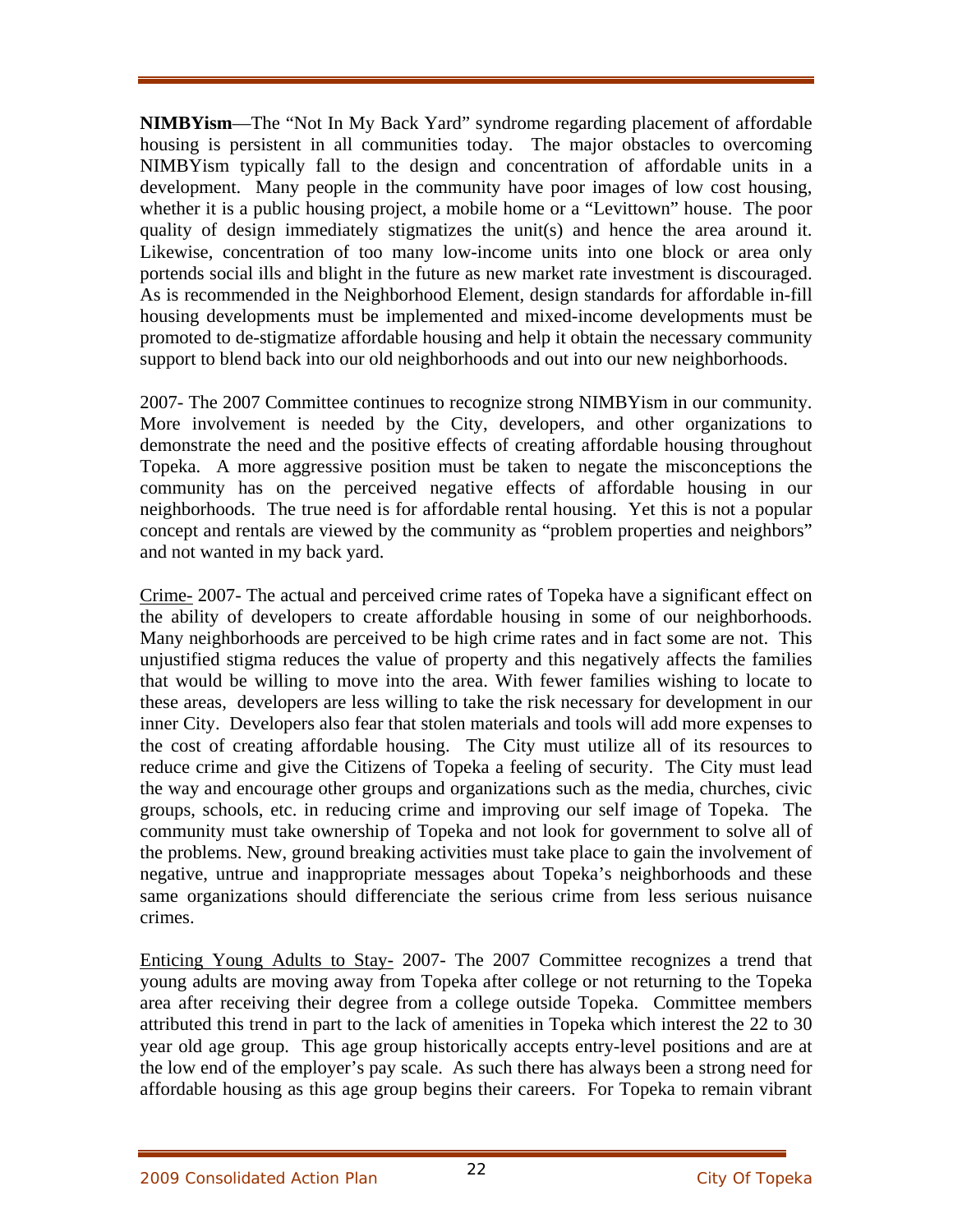**NIMBYism**—The "Not In My Back Yard" syndrome regarding placement of affordable housing is persistent in all communities today. The major obstacles to overcoming NIMBYism typically fall to the design and concentration of affordable units in a development. Many people in the community have poor images of low cost housing, whether it is a public housing project, a mobile home or a "Levittown" house. The poor quality of design immediately stigmatizes the unit(s) and hence the area around it. Likewise, concentration of too many low-income units into one block or area only portends social ills and blight in the future as new market rate investment is discouraged. As is recommended in the Neighborhood Element, design standards for affordable in-fill housing developments must be implemented and mixed-income developments must be promoted to de-stigmatize affordable housing and help it obtain the necessary community support to blend back into our old neighborhoods and out into our new neighborhoods.

2007- The 2007 Committee continues to recognize strong NIMBYism in our community. More involvement is needed by the City, developers, and other organizations to demonstrate the need and the positive effects of creating affordable housing throughout Topeka. A more aggressive position must be taken to negate the misconceptions the community has on the perceived negative effects of affordable housing in our neighborhoods. The true need is for affordable rental housing. Yet this is not a popular concept and rentals are viewed by the community as "problem properties and neighbors" and not wanted in my back yard.

<u>Crime-</u> 2007- The actual and perceived crime rates of Topeka have a significant effect on the ability of developers to create affordable housing in some of our neighborhoods. Many neighborhoods are perceived to be high crime rates and in fact some are not. This unjustified stigma reduces the value of property and this negatively affects the families that would be willing to move into the area. With fewer families wishing to locate to these areas, developers are less willing to take the risk necessary for development in our inner City. Developers also fear that stolen materials and tools will add more expenses to the cost of creating affordable housing. The City must utilize all of its resources to reduce crime and give the Citizens of Topeka a feeling of security. The City must lead the way and encourage other groups and organizations such as the media, churches, civic groups, schools, etc. in reducing crime and improving our self image of Topeka. The community must take ownership of Topeka and not look for government to solve all of the problems. New, ground breaking activities must take place to gain the involvement of negative, untrue and inappropriate messages about Topeka's neighborhoods and these same organizations should differenciate the serious crime from less serious nuisance crimes.

<u>Enticing Young Adults to Stay-</u> 2007- The 2007 Committee recognizes a trend that young adults are moving away from Topeka after college or not returning to the Topeka area after receiving their degree from a college outside Topeka. Committee members attributed this trend in part to the lack of amenities in Topeka which interest the 22 to 30 year old age group. This age group historically accepts entry-level positions and are at the low end of the employer's pay scale. As such there has always been a strong need for affordable housing as this age group begins their careers. For Topeka to remain vibrant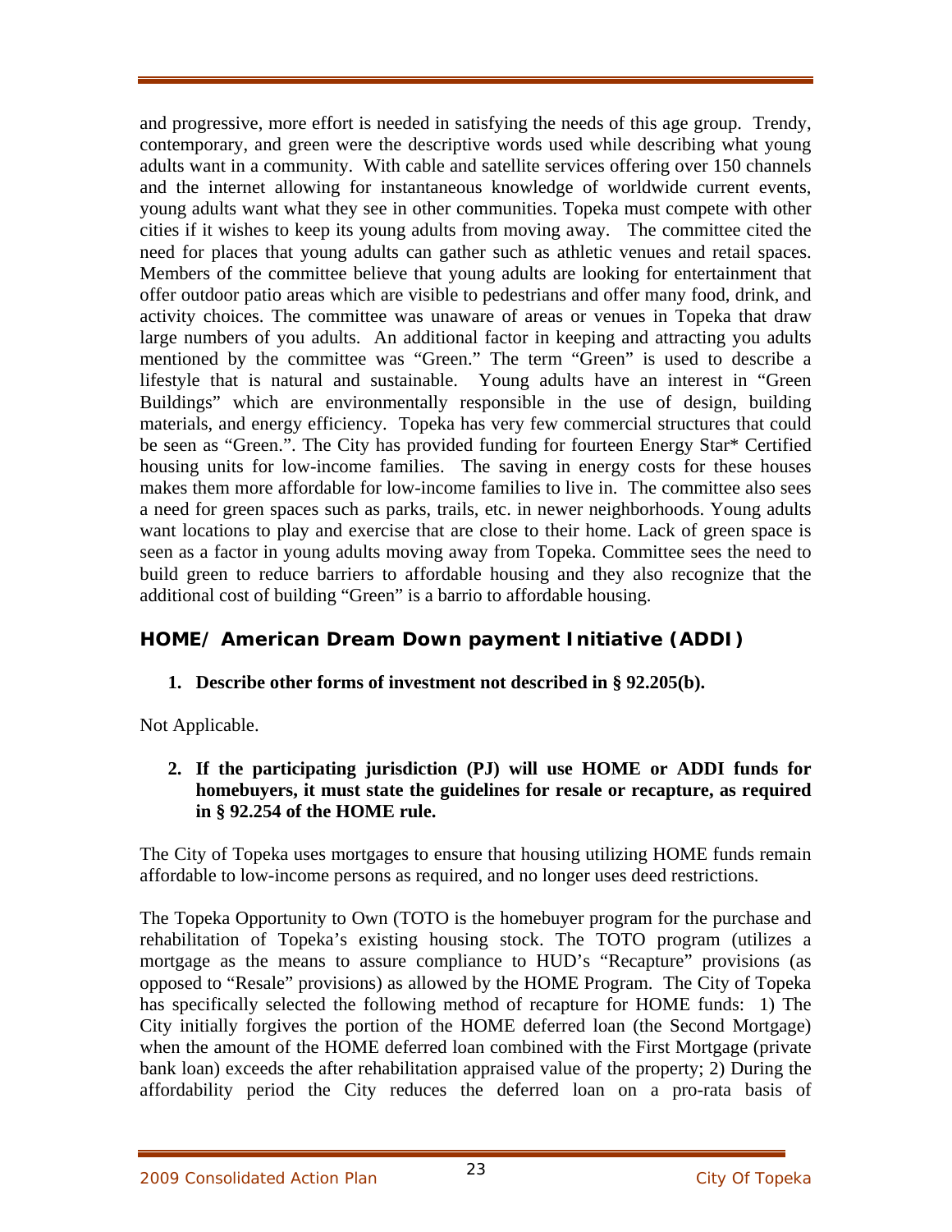and progressive, more effort is needed in satisfying the needs of this age group. Trendy, contemporary, and green were the descriptive words used while describing what young adults want in a community. With cable and satellite services offering over 150 channels and the internet allowing for instantaneous knowledge of worldwide current events, young adults want what they see in other communities. Topeka must compete with other cities if it wishes to keep its young adults from moving away. The committee cited the need for places that young adults can gather such as athletic venues and retail spaces. Members of the committee believe that young adults are looking for entertainment that offer outdoor patio areas which are visible to pedestrians and offer many food, drink, and activity choices. The committee was unaware of areas or venues in Topeka that draw large numbers of you adults. An additional factor in keeping and attracting you adults mentioned by the committee was "Green." The term "Green" is used to describe a lifestyle that is natural and sustainable. Young adults have an interest in "Green Buildings" which are environmentally responsible in the use of design, building materials, and energy efficiency. Topeka has very few commercial structures that could be seen as "Green.". The City has provided funding for fourteen Energy Star* Certified housing units for low-income families. The saving in energy costs for these houses makes them more affordable for low-income families to live in. The committee also sees a need for green spaces such as parks, trails, etc. in newer neighborhoods. Young adults want locations to play and exercise that are close to their home. Lack of green space is seen as a factor in young adults moving away from Topeka. Committee sees the need to build green to reduce barriers to affordable housing and they also recognize that the additional cost of building "Green" is a barrio to affordable housing.

## HOME/ American Dream Down payment Initiative (ADDI)

1. **Describe other forms of investment not described in § 92.205(b).**

Not Applicable.

2. **If the participating jurisdiction (PJ) will use HOME or ADDI funds for homebuyers, it must state the guidelines for resale or recapture, as required in § 92.254 of the HOME rule.**

The City of Topeka uses mortgages to ensure that housing utilizing HOME funds remain affordable to low-income persons as required, and no longer uses deed restrictions.

The Topeka Opportunity to Own (TOTO is the homebuyer program for the purchase and rehabilitation of Topeka's existing housing stock. The TOTO program (utilizes a mortgage as the means to assure compliance to HUD's "Recapture" provisions (as opposed to "Resale" provisions) as allowed by the HOME Program. The City of Topeka has specifically selected the following method of recapture for HOME funds: 1) The City initially forgives the portion of the HOME deferred loan (the Second Mortgage) when the amount of the HOME deferred loan combined with the First Mortgage (private bank loan) exceeds the after rehabilitation appraised value of the property; 2) During the affordability period the City reduces the deferred loan on a pro-rata basis of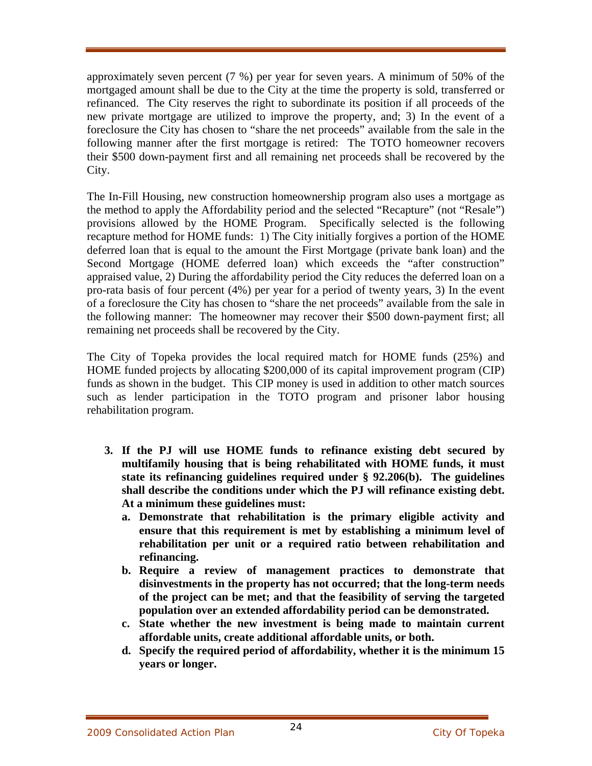approximately seven percent (7 %) per year for seven years. A minimum of 50% of the mortgaged amount shall be due to the City at the time the property is sold, transferred or refinanced. The City reserves the right to subordinate its position if all proceeds of the new private mortgage are utilized to improve the property, and; 3) In the event of a foreclosure the City has chosen to "share the net proceeds" available from the sale in the following manner after the first mortgage is retired: The TOTO homeowner recovers their $500 down-payment first and all remaining net proceeds shall be recovered by the City.

The In-Fill Housing, new construction homeownership program also uses a mortgage as the method to apply the Affordability period and the selected "Recapture" (not "Resale") provisions allowed by the HOME Program. Specifically selected is the following recapture method for HOME funds: 1) The City initially forgives a portion of the HOME deferred loan that is equal to the amount the First Mortgage (private bank loan) and the Second Mortgage (HOME deferred loan) which exceeds the "after construction" appraised value, 2) During the affordability period the City reduces the deferred loan on a pro-rata basis of four percent (4%) per year for a period of twenty years, 3) In the event of a foreclosure the City has chosen to "share the net proceeds" available from the sale in the following manner: The homeowner may recover their $500 down-payment first; all remaining net proceeds shall be recovered by the City.

The City of Topeka provides the local required match for HOME funds (25%) and HOME funded projects by allocating $200,000 of its capital improvement program (CIP) funds as shown in the budget. This CIP money is used in addition to other match sources such as lender participation in the TOTO program and prisoner labor housing rehabilitation program.

3. **If the PJ will use HOME funds to refinance existing debt secured by multifamily housing that is being rehabilitated with HOME funds, it must state its refinancing guidelines required under § 92.206(b). The guidelines shall describe the conditions under which the PJ will refinance existing debt. At a minimum these guidelines must:**
   a. **Demonstrate that rehabilitation is the primary eligible activity and ensure that this requirement is met by establishing a minimum level of rehabilitation per unit or a required ratio between rehabilitation and refinancing.**
   b. **Require a review of management practices to demonstrate that disinvestments in the property has not occurred; that the long-term needs of the project can be met; and that the feasibility of serving the targeted population over an extended affordability period can be demonstrated.**
   c. **State whether the new investment is being made to maintain current affordable units, create additional affordable units, or both.**
   d. **Specify the required period of affordability, whether it is the minimum 15 years or longer.**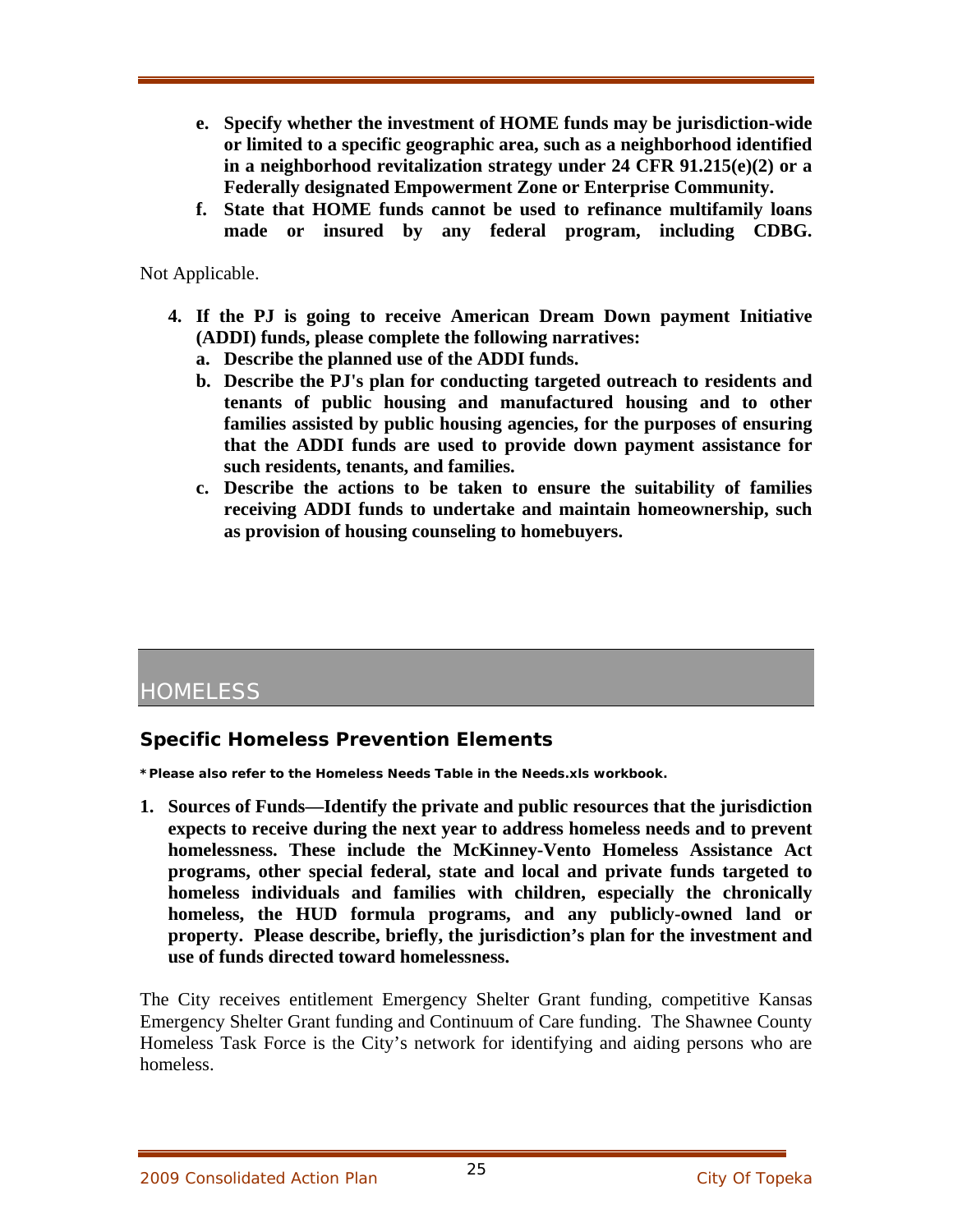e. **Specify whether the investment of HOME funds may be jurisdiction-wide or limited to a specific geographic area, such as a neighborhood identified in a neighborhood revitalization strategy under 24 CFR 91.215(e)(2) or a Federally designated Empowerment Zone or Enterprise Community.**
f. **State that HOME funds cannot be used to refinance multifamily loans made or insured by any federal program, including CDBG.**

Not Applicable.

4. **If the PJ is going to receive American Dream Down payment Initiative (ADDI) funds, please complete the following narratives:**
   a. **Describe the planned use of the ADDI funds.**
   b. **Describe the PJ's plan for conducting targeted outreach to residents and tenants of public housing and manufactured housing and to other families assisted by public housing agencies, for the purposes of ensuring that the ADDI funds are used to provide down payment assistance for such residents, tenants, and families.**
   c. **Describe the actions to be taken to ensure the suitability of families receiving ADDI funds to undertake and maintain homeownership, such as provision of housing counseling to homebuyers.**

# HOMELESS

## Specific Homeless Prevention Elements

***Please also refer to the Homeless Needs Table in the Needs.xls workbook.**

1. **Sources of Funds—Identify the private and public resources that the jurisdiction expects to receive during the next year to address homeless needs and to prevent homelessness. These include the McKinney-Vento Homeless Assistance Act programs, other special federal, state and local and private funds targeted to homeless individuals and families with children, especially the chronically homeless, the HUD formula programs, and any publicly-owned land or property. Please describe, briefly, the jurisdiction's plan for the investment and use of funds directed toward homelessness.**

The City receives entitlement Emergency Shelter Grant funding, competitive Kansas Emergency Shelter Grant funding and Continuum of Care funding. The Shawnee County Homeless Task Force is the City's network for identifying and aiding persons who are homeless.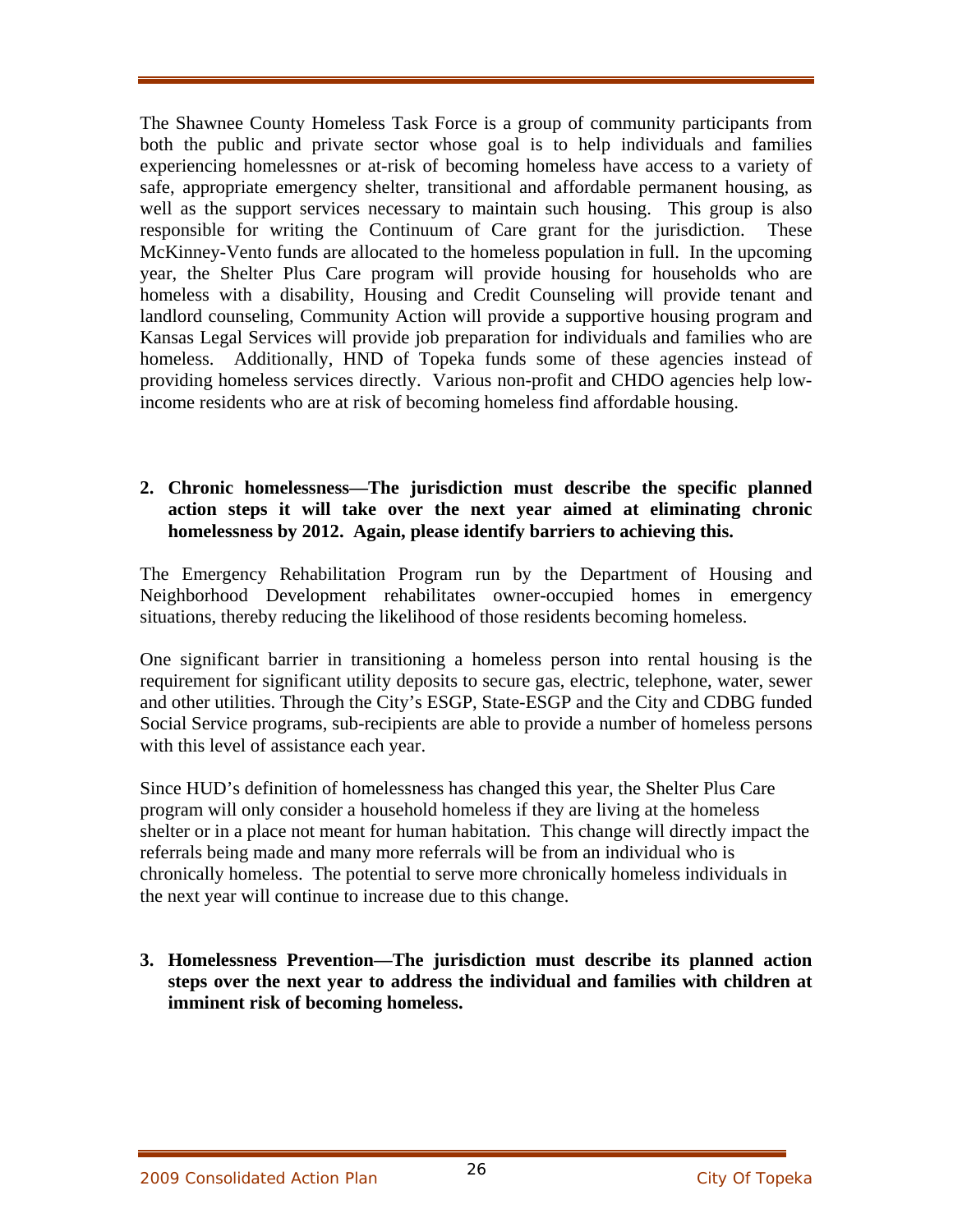The Shawnee County Homeless Task Force is a group of community participants from both the public and private sector whose goal is to help individuals and families experiencing homelessnes or at-risk of becoming homeless have access to a variety of safe, appropriate emergency shelter, transitional and affordable permanent housing, as well as the support services necessary to maintain such housing. This group is also responsible for writing the Continuum of Care grant for the jurisdiction. These McKinney-Vento funds are allocated to the homeless population in full. In the upcoming year, the Shelter Plus Care program will provide housing for households who are homeless with a disability, Housing and Credit Counseling will provide tenant and landlord counseling, Community Action will provide a supportive housing program and Kansas Legal Services will provide job preparation for individuals and families who are homeless. Additionally, HND of Topeka funds some of these agencies instead of providing homeless services directly. Various non-profit and CHDO agencies help low-income residents who are at risk of becoming homeless find affordable housing.

**2. Chronic homelessness—The jurisdiction must describe the specific planned action steps it will take over the next year aimed at eliminating chronic homelessness by 2012. Again, please identify barriers to achieving this.**

The Emergency Rehabilitation Program run by the Department of Housing and Neighborhood Development rehabilitates owner-occupied homes in emergency situations, thereby reducing the likelihood of those residents becoming homeless.

One significant barrier in transitioning a homeless person into rental housing is the requirement for significant utility deposits to secure gas, electric, telephone, water, sewer and other utilities. Through the City's ESGP, State-ESGP and the City and CDBG funded Social Service programs, sub-recipients are able to provide a number of homeless persons with this level of assistance each year.

Since HUD's definition of homelessness has changed this year, the Shelter Plus Care program will only consider a household homeless if they are living at the homeless shelter or in a place not meant for human habitation. This change will directly impact the referrals being made and many more referrals will be from an individual who is chronically homeless. The potential to serve more chronically homeless individuals in the next year will continue to increase due to this change.

**3. Homelessness Prevention—The jurisdiction must describe its planned action steps over the next year to address the individual and families with children at imminent risk of becoming homeless.**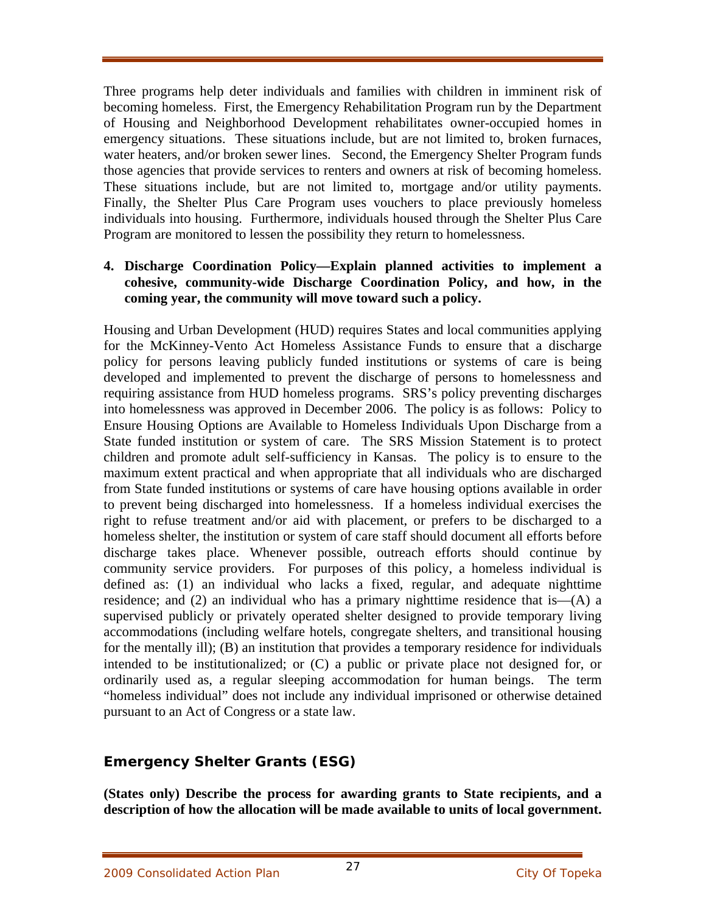Three programs help deter individuals and families with children in imminent risk of becoming homeless. First, the Emergency Rehabilitation Program run by the Department of Housing and Neighborhood Development rehabilitates owner-occupied homes in emergency situations. These situations include, but are not limited to, broken furnaces, water heaters, and/or broken sewer lines. Second, the Emergency Shelter Program funds those agencies that provide services to renters and owners at risk of becoming homeless. These situations include, but are not limited to, mortgage and/or utility payments. Finally, the Shelter Plus Care Program uses vouchers to place previously homeless individuals into housing. Furthermore, individuals housed through the Shelter Plus Care Program are monitored to lessen the possibility they return to homelessness.

**4. Discharge Coordination Policy—Explain planned activities to implement a cohesive, community-wide Discharge Coordination Policy, and how, in the coming year, the community will move toward such a policy.**

Housing and Urban Development (HUD) requires States and local communities applying for the McKinney-Vento Act Homeless Assistance Funds to ensure that a discharge policy for persons leaving publicly funded institutions or systems of care is being developed and implemented to prevent the discharge of persons to homelessness and requiring assistance from HUD homeless programs. SRS's policy preventing discharges into homelessness was approved in December 2006. The policy is as follows: Policy to Ensure Housing Options are Available to Homeless Individuals Upon Discharge from a State funded institution or system of care. The SRS Mission Statement is to protect children and promote adult self-sufficiency in Kansas. The policy is to ensure to the maximum extent practical and when appropriate that all individuals who are discharged from State funded institutions or systems of care have housing options available in order to prevent being discharged into homelessness. If a homeless individual exercises the right to refuse treatment and/or aid with placement, or prefers to be discharged to a homeless shelter, the institution or system of care staff should document all efforts before discharge takes place. Whenever possible, outreach efforts should continue by community service providers. For purposes of this policy, a homeless individual is defined as: (1) an individual who lacks a fixed, regular, and adequate nighttime residence; and (2) an individual who has a primary nighttime residence that is—(A) a supervised publicly or privately operated shelter designed to provide temporary living accommodations (including welfare hotels, congregate shelters, and transitional housing for the mentally ill); (B) an institution that provides a temporary residence for individuals intended to be institutionalized; or (C) a public or private place not designed for, or ordinarily used as, a regular sleeping accommodation for human beings. The term "homeless individual" does not include any individual imprisoned or otherwise detained pursuant to an Act of Congress or a state law.

## Emergency Shelter Grants (ESG)

**(States only) Describe the process for awarding grants to State recipients, and a description of how the allocation will be made available to units of local government.**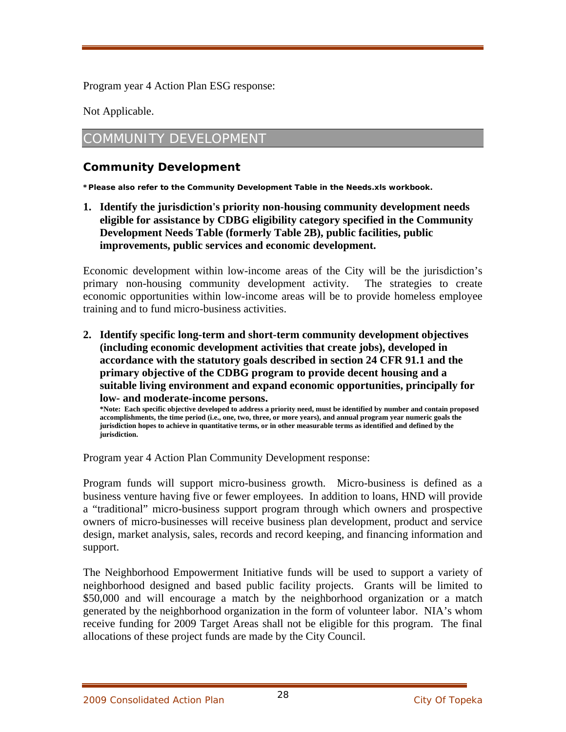Program year 4 Action Plan ESG response:

Not Applicable.

# COMMUNITY DEVELOPMENT

## Community Development

***Please also refer to the Community Development Table in the Needs.xls workbook.**

1. **Identify the jurisdiction's priority non-housing community development needs eligible for assistance by CDBG eligibility category specified in the Community Development Needs Table (formerly Table 2B), public facilities, public improvements, public services and economic development.**

Economic development within low-income areas of the City will be the jurisdiction's primary non-housing community development activity. The strategies to create economic opportunities within low-income areas will be to provide homeless employee training and to fund micro-business activities.

2. **Identify specific long-term and short-term community development objectives (including economic development activities that create jobs), developed in accordance with the statutory goals described in section 24 CFR 91.1 and the primary objective of the CDBG program to provide decent housing and a suitable living environment and expand economic opportunities, principally for low- and moderate-income persons.**
   **\*Note: Each specific objective developed to address a priority need, must be identified by number and contain proposed accomplishments, the time period (i.e., one, two, three, or more years), and annual program year numeric goals the jurisdiction hopes to achieve in quantitative terms, or in other measurable terms as identified and defined by the jurisdiction.**

Program year 4 Action Plan Community Development response:

Program funds will support micro-business growth. Micro-business is defined as a business venture having five or fewer employees. In addition to loans, HND will provide a "traditional" micro-business support program through which owners and prospective owners of micro-businesses will receive business plan development, product and service design, market analysis, sales, records and record keeping, and financing information and support.

The Neighborhood Empowerment Initiative funds will be used to support a variety of neighborhood designed and based public facility projects. Grants will be limited to $50,000 and will encourage a match by the neighborhood organization or a match generated by the neighborhood organization in the form of volunteer labor. NIA's whom receive funding for 2009 Target Areas shall not be eligible for this program. The final allocations of these project funds are made by the City Council.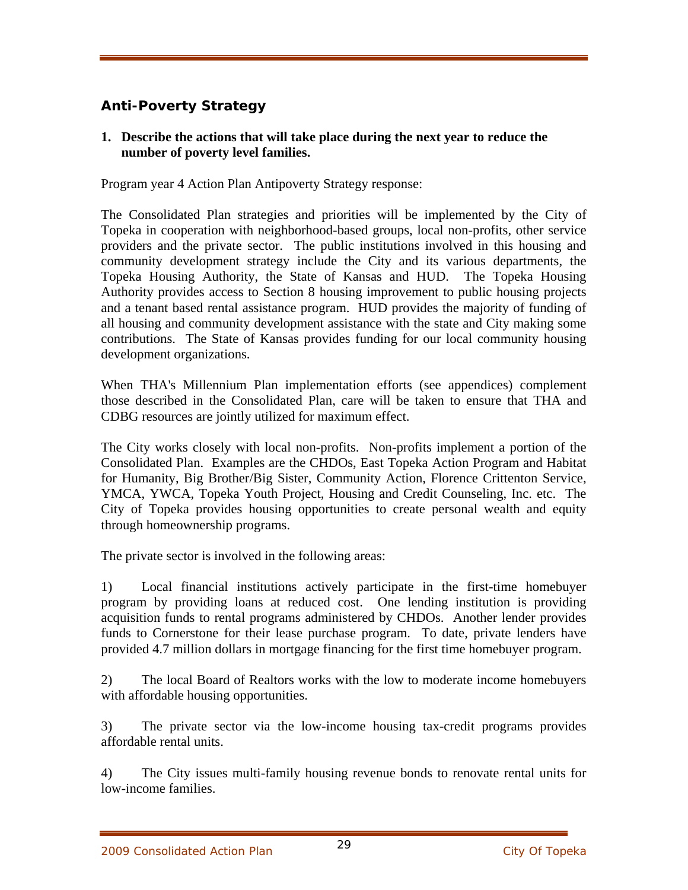## Anti-Poverty Strategy

**1. Describe the actions that will take place during the next year to reduce the number of poverty level families.**

Program year 4 Action Plan Antipoverty Strategy response:

The Consolidated Plan strategies and priorities will be implemented by the City of Topeka in cooperation with neighborhood-based groups, local non-profits, other service providers and the private sector. The public institutions involved in this housing and community development strategy include the City and its various departments, the Topeka Housing Authority, the State of Kansas and HUD. The Topeka Housing Authority provides access to Section 8 housing improvement to public housing projects and a tenant based rental assistance program. HUD provides the majority of funding of all housing and community development assistance with the state and City making some contributions. The State of Kansas provides funding for our local community housing development organizations.

When THA's Millennium Plan implementation efforts (see appendices) complement those described in the Consolidated Plan, care will be taken to ensure that THA and CDBG resources are jointly utilized for maximum effect.

The City works closely with local non-profits. Non-profits implement a portion of the Consolidated Plan. Examples are the CHDOs, East Topeka Action Program and Habitat for Humanity, Big Brother/Big Sister, Community Action, Florence Crittenton Service, YMCA, YWCA, Topeka Youth Project, Housing and Credit Counseling, Inc. etc. The City of Topeka provides housing opportunities to create personal wealth and equity through homeownership programs.

The private sector is involved in the following areas:

1) Local financial institutions actively participate in the first-time homebuyer program by providing loans at reduced cost. One lending institution is providing acquisition funds to rental programs administered by CHDOs. Another lender provides funds to Cornerstone for their lease purchase program. To date, private lenders have provided 4.7 million dollars in mortgage financing for the first time homebuyer program.

2) The local Board of Realtors works with the low to moderate income homebuyers with affordable housing opportunities.

3) The private sector via the low-income housing tax-credit programs provides affordable rental units.

4) The City issues multi-family housing revenue bonds to renovate rental units for low-income families.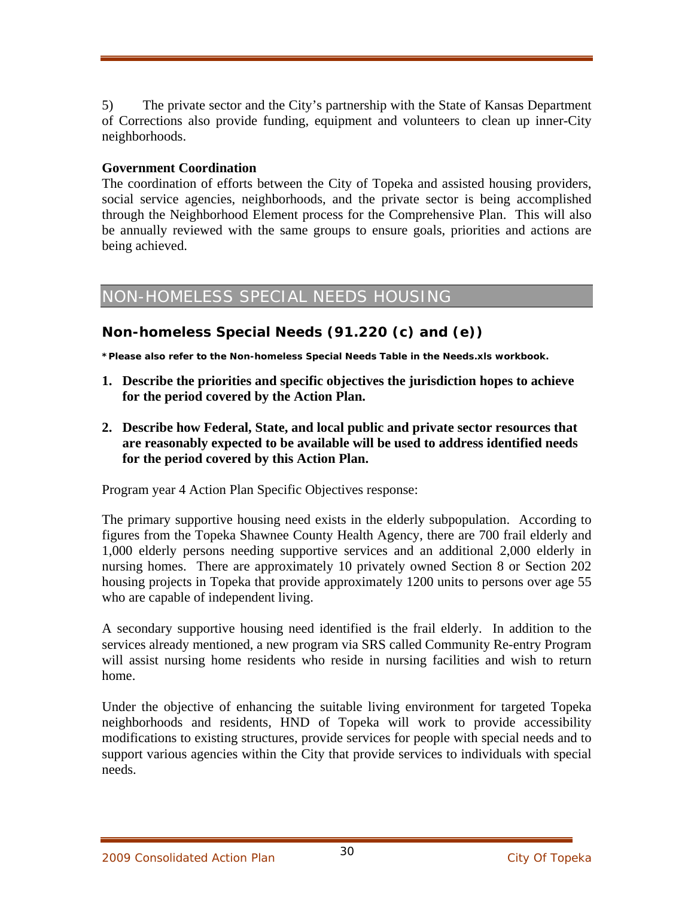5) The private sector and the City's partnership with the State of Kansas Department of Corrections also provide funding, equipment and volunteers to clean up inner-City neighborhoods.

**Government Coordination**

The coordination of efforts between the City of Topeka and assisted housing providers, social service agencies, neighborhoods, and the private sector is being accomplished through the Neighborhood Element process for the Comprehensive Plan. This will also be annually reviewed with the same groups to ensure goals, priorities and actions are being achieved.

## NON-HOMELESS SPECIAL NEEDS HOUSING

### Non-homeless Special Needs (91.220 (c) and (e))

***Please also refer to the Non-homeless Special Needs Table in the Needs.xls workbook.**

1. **Describe the priorities and specific objectives the jurisdiction hopes to achieve for the period covered by the Action Plan.**

2. **Describe how Federal, State, and local public and private sector resources that are reasonably expected to be available will be used to address identified needs for the period covered by this Action Plan.**

Program year 4 Action Plan Specific Objectives response:

The primary supportive housing need exists in the elderly subpopulation. According to figures from the Topeka Shawnee County Health Agency, there are 700 frail elderly and 1,000 elderly persons needing supportive services and an additional 2,000 elderly in nursing homes. There are approximately 10 privately owned Section 8 or Section 202 housing projects in Topeka that provide approximately 1200 units to persons over age 55 who are capable of independent living.

A secondary supportive housing need identified is the frail elderly. In addition to the services already mentioned, a new program via SRS called Community Re-entry Program will assist nursing home residents who reside in nursing facilities and wish to return home.

Under the objective of enhancing the suitable living environment for targeted Topeka neighborhoods and residents, HND of Topeka will work to provide accessibility modifications to existing structures, provide services for people with special needs and to support various agencies within the City that provide services to individuals with special needs.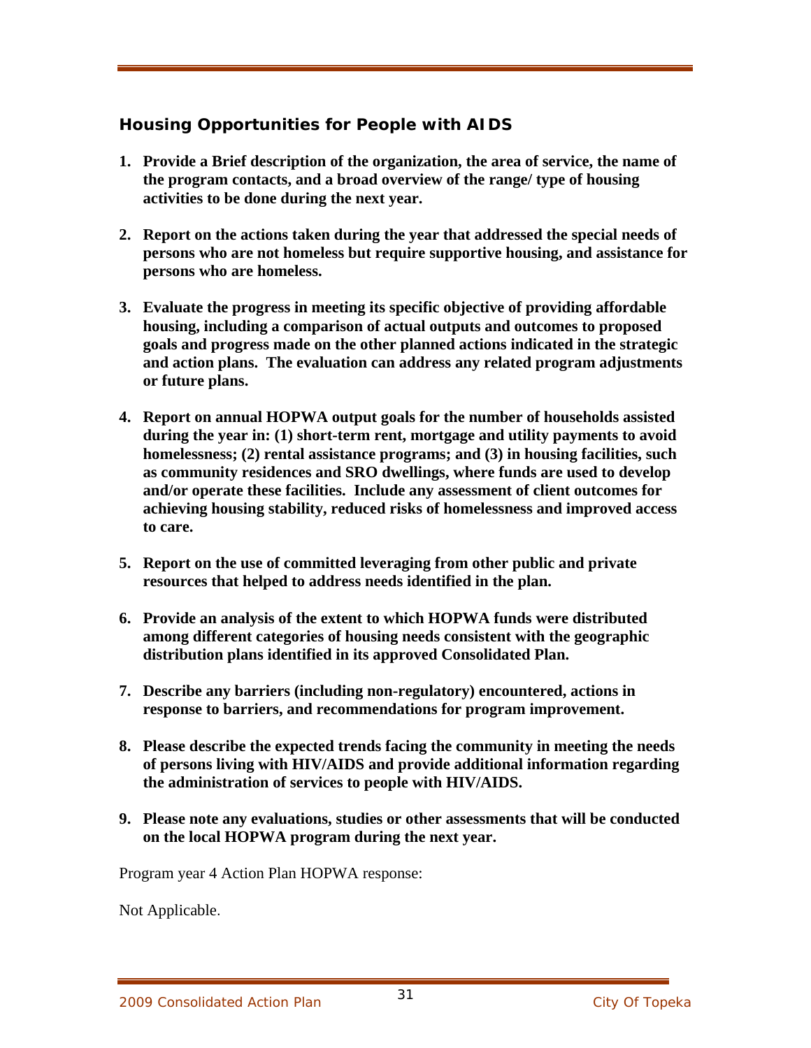## Housing Opportunities for People with AIDS

1. **Provide a Brief description of the organization, the area of service, the name of the program contacts, and a broad overview of the range/ type of housing activities to be done during the next year.**

2. **Report on the actions taken during the year that addressed the special needs of persons who are not homeless but require supportive housing, and assistance for persons who are homeless.**

3. **Evaluate the progress in meeting its specific objective of providing affordable housing, including a comparison of actual outputs and outcomes to proposed goals and progress made on the other planned actions indicated in the strategic and action plans. The evaluation can address any related program adjustments or future plans.**

4. **Report on annual HOPWA output goals for the number of households assisted during the year in: (1) short-term rent, mortgage and utility payments to avoid homelessness; (2) rental assistance programs; and (3) in housing facilities, such as community residences and SRO dwellings, where funds are used to develop and/or operate these facilities. Include any assessment of client outcomes for achieving housing stability, reduced risks of homelessness and improved access to care.**

5. **Report on the use of committed leveraging from other public and private resources that helped to address needs identified in the plan.**

6. **Provide an analysis of the extent to which HOPWA funds were distributed among different categories of housing needs consistent with the geographic distribution plans identified in its approved Consolidated Plan.**

7. **Describe any barriers (including non-regulatory) encountered, actions in response to barriers, and recommendations for program improvement.**

8. **Please describe the expected trends facing the community in meeting the needs of persons living with HIV/AIDS and provide additional information regarding the administration of services to people with HIV/AIDS.**

9. **Please note any evaluations, studies or other assessments that will be conducted on the local HOPWA program during the next year.**

Program year 4 Action Plan HOPWA response:

Not Applicable.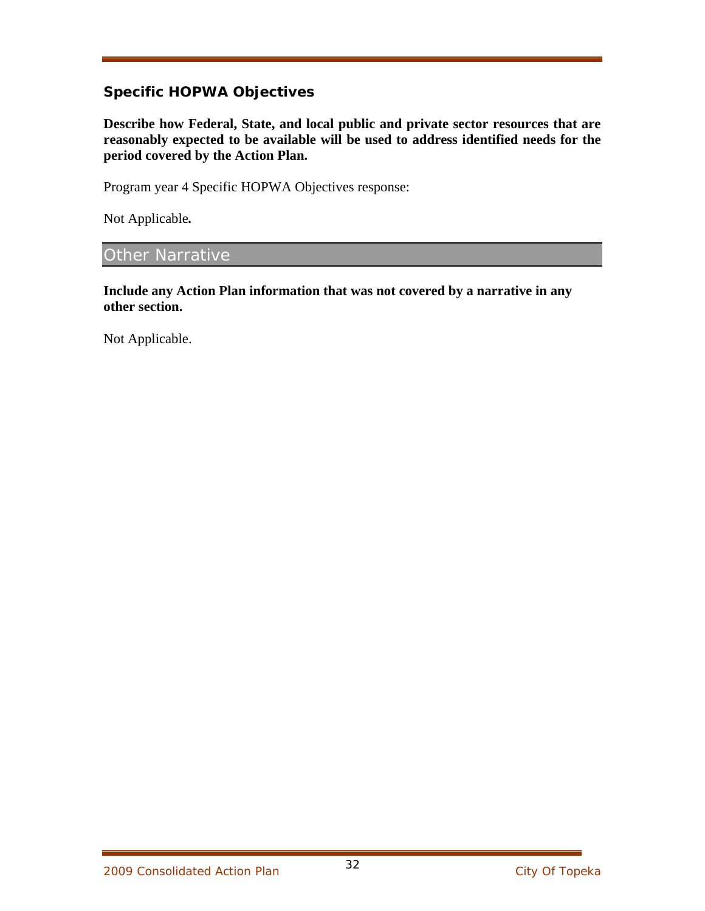### Specific HOPWA Objectives

**Describe how Federal, State, and local public and private sector resources that are reasonably expected to be available will be used to address identified needs for the period covered by the Action Plan.**

Program year 4 Specific HOPWA Objectives response:

Not Applicable**.**

## Other Narrative

**Include any Action Plan information that was not covered by a narrative in any other section.**

Not Applicable.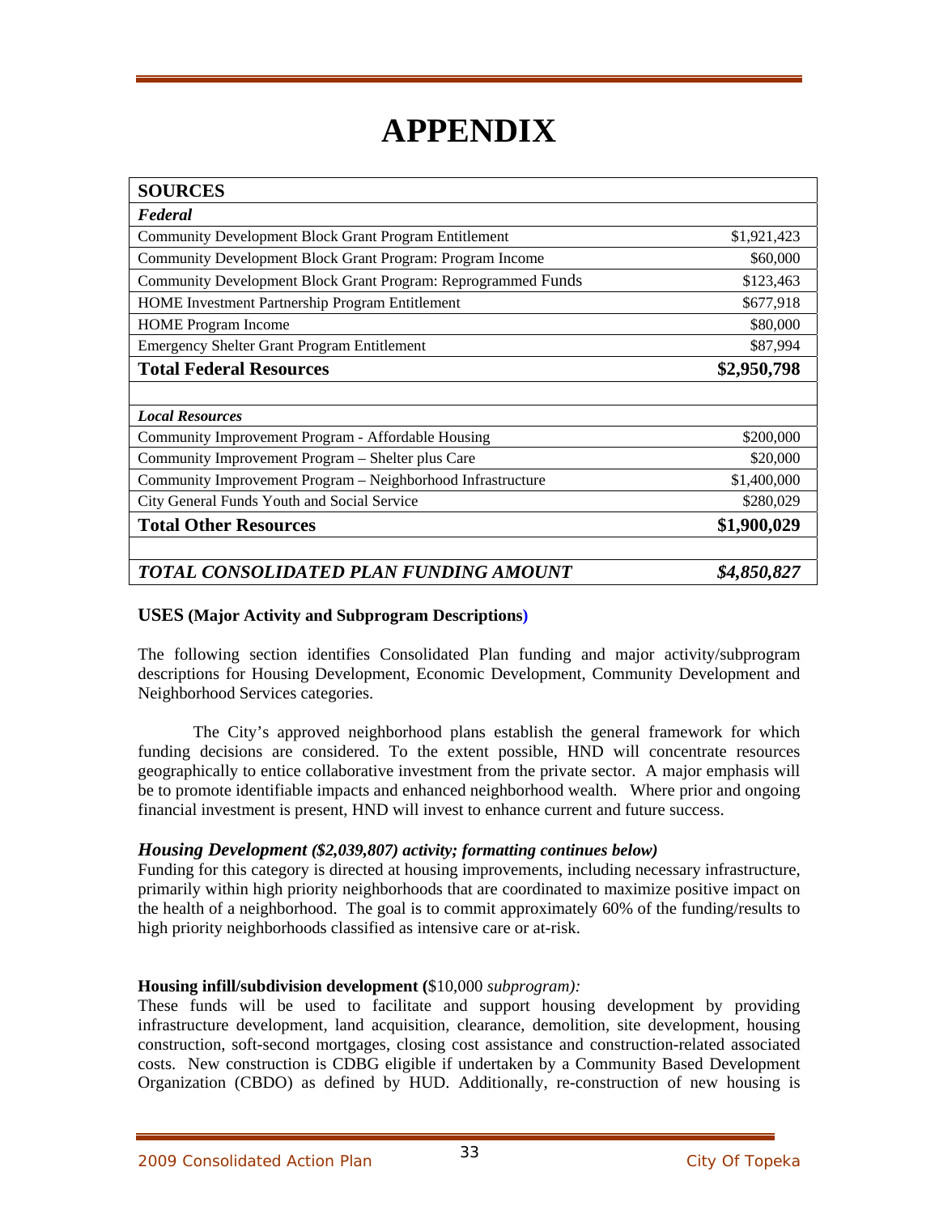# APPENDIX

| SOURCES | |
|---|---|
| ***Federal*** | |
| Community Development Block Grant Program Entitlement | $1,921,423 |
| Community Development Block Grant Program: Program Income | $60,000 |
| Community Development Block Grant Program: Reprogrammed Funds | $123,463 |
| HOME Investment Partnership Program Entitlement | $677,918 |
| HOME Program Income | $80,000 |
| Emergency Shelter Grant Program Entitlement | $87,994 |
| **Total Federal Resources** | **$2,950,798** |
| | |
| ***Local Resources*** | |
| Community Improvement Program - Affordable Housing | $200,000 |
| Community Improvement Program – Shelter plus Care | $20,000 |
| Community Improvement Program – Neighborhood Infrastructure | $1,400,000 |
| City General Funds Youth and Social Service | $280,029 |
| **Total Other Resources** | **$1,900,029** |
| | |
| ***TOTAL CONSOLIDATED PLAN FUNDING AMOUNT*** | ***$4,850,827*** |

**USES (Major Activity and Subprogram Descriptions)**

The following section identifies Consolidated Plan funding and major activity/subprogram descriptions for Housing Development, Economic Development, Community Development and Neighborhood Services categories.

The City's approved neighborhood plans establish the general framework for which funding decisions are considered. To the extent possible, HND will concentrate resources geographically to entice collaborative investment from the private sector. A major emphasis will be to promote identifiable impacts and enhanced neighborhood wealth. Where prior and ongoing financial investment is present, HND will invest to enhance current and future success.

### *Housing Development ($2,039,807) activity; formatting continues below)*

Funding for this category is directed at housing improvements, including necessary infrastructure, primarily within high priority neighborhoods that are coordinated to maximize positive impact on the health of a neighborhood. The goal is to commit approximately 60% of the funding/results to high priority neighborhoods classified as intensive care or at-risk.

**Housing infill/subdivision development (**$10,000 *subprogram):*

These funds will be used to facilitate and support housing development by providing infrastructure development, land acquisition, clearance, demolition, site development, housing construction, soft-second mortgages, closing cost assistance and construction-related associated costs. New construction is CDBG eligible if undertaken by a Community Based Development Organization (CBDO) as defined by HUD. Additionally, re-construction of new housing is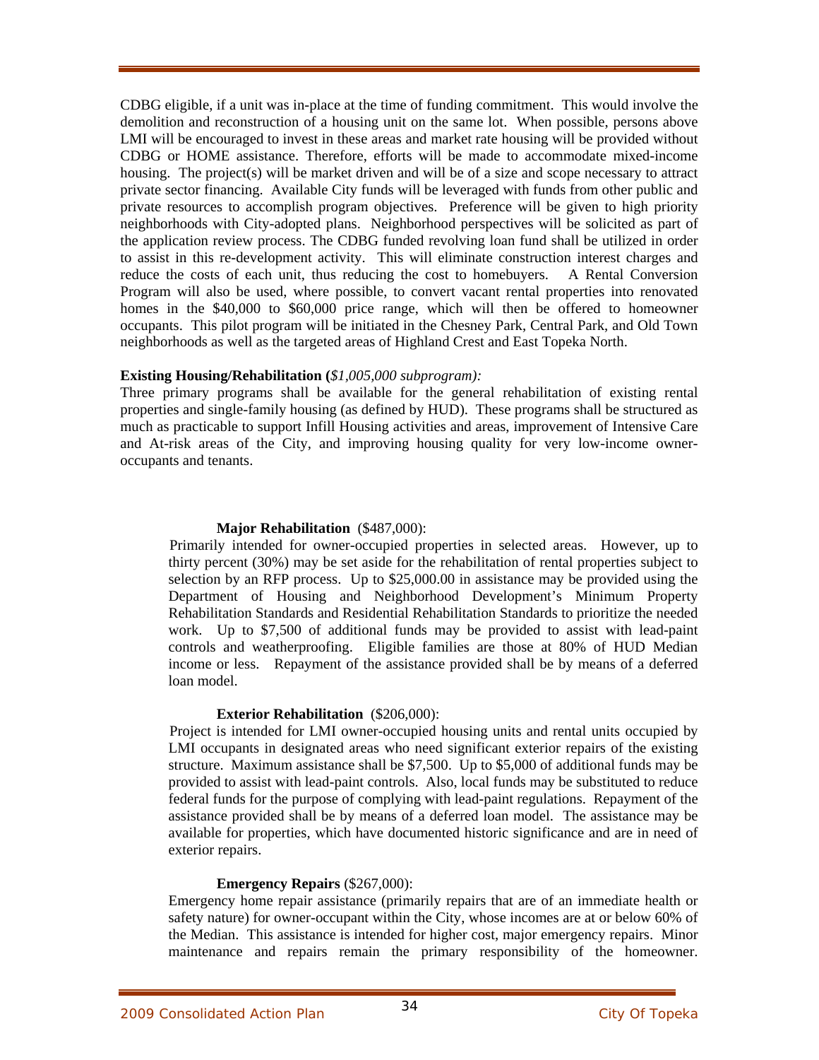CDBG eligible, if a unit was in-place at the time of funding commitment. This would involve the demolition and reconstruction of a housing unit on the same lot. When possible, persons above LMI will be encouraged to invest in these areas and market rate housing will be provided without CDBG or HOME assistance. Therefore, efforts will be made to accommodate mixed-income housing. The project(s) will be market driven and will be of a size and scope necessary to attract private sector financing. Available City funds will be leveraged with funds from other public and private resources to accomplish program objectives. Preference will be given to high priority neighborhoods with City-adopted plans. Neighborhood perspectives will be solicited as part of the application review process. The CDBG funded revolving loan fund shall be utilized in order to assist in this re-development activity. This will eliminate construction interest charges and reduce the costs of each unit, thus reducing the cost to homebuyers. A Rental Conversion Program will also be used, where possible, to convert vacant rental properties into renovated homes in the $40,000 to $60,000 price range, which will then be offered to homeowner occupants. This pilot program will be initiated in the Chesney Park, Central Park, and Old Town neighborhoods as well as the targeted areas of Highland Crest and East Topeka North.

**Existing Housing/Rehabilitation (***$1,005,000 subprogram):*
Three primary programs shall be available for the general rehabilitation of existing rental properties and single-family housing (as defined by HUD). These programs shall be structured as much as practicable to support Infill Housing activities and areas, improvement of Intensive Care and At-risk areas of the City, and improving housing quality for very low-income owner-occupants and tenants.

**Major Rehabilitation** ($487,000):
Primarily intended for owner-occupied properties in selected areas. However, up to thirty percent (30%) may be set aside for the rehabilitation of rental properties subject to selection by an RFP process. Up to $25,000.00 in assistance may be provided using the Department of Housing and Neighborhood Development's Minimum Property Rehabilitation Standards and Residential Rehabilitation Standards to prioritize the needed work. Up to $7,500 of additional funds may be provided to assist with lead-paint controls and weatherproofing. Eligible families are those at 80% of HUD Median income or less. Repayment of the assistance provided shall be by means of a deferred loan model.

**Exterior Rehabilitation** ($206,000):
Project is intended for LMI owner-occupied housing units and rental units occupied by LMI occupants in designated areas who need significant exterior repairs of the existing structure. Maximum assistance shall be $7,500. Up to $5,000 of additional funds may be provided to assist with lead-paint controls. Also, local funds may be substituted to reduce federal funds for the purpose of complying with lead-paint regulations. Repayment of the assistance provided shall be by means of a deferred loan model. The assistance may be available for properties, which have documented historic significance and are in need of exterior repairs.

**Emergency Repairs** ($267,000):
Emergency home repair assistance (primarily repairs that are of an immediate health or safety nature) for owner-occupant within the City, whose incomes are at or below 60% of the Median. This assistance is intended for higher cost, major emergency repairs. Minor maintenance and repairs remain the primary responsibility of the homeowner.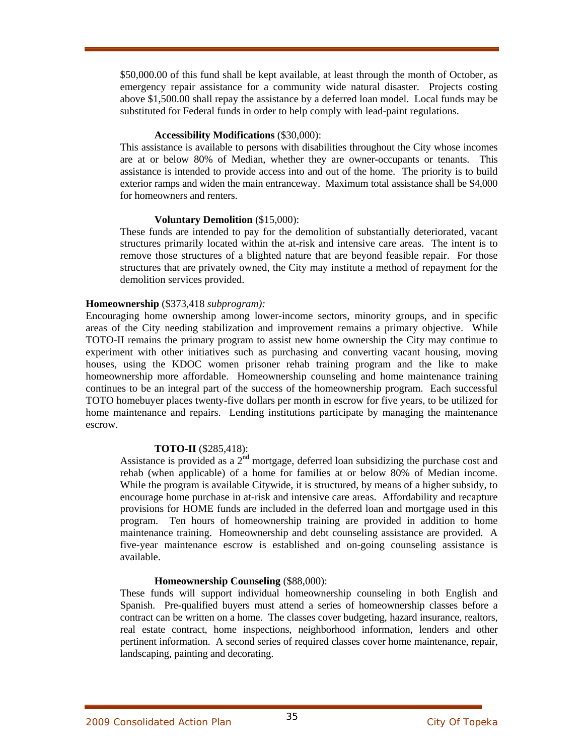$50,000.00 of this fund shall be kept available, at least through the month of October, as emergency repair assistance for a community wide natural disaster. Projects costing above $1,500.00 shall repay the assistance by a deferred loan model. Local funds may be substituted for Federal funds in order to help comply with lead-paint regulations.

**Accessibility Modifications** ($30,000):
This assistance is available to persons with disabilities throughout the City whose incomes are at or below 80% of Median, whether they are owner-occupants or tenants. This assistance is intended to provide access into and out of the home. The priority is to build exterior ramps and widen the main entranceway. Maximum total assistance shall be $4,000 for homeowners and renters.

**Voluntary Demolition** ($15,000):
These funds are intended to pay for the demolition of substantially deteriorated, vacant structures primarily located within the at-risk and intensive care areas. The intent is to remove those structures of a blighted nature that are beyond feasible repair. For those structures that are privately owned, the City may institute a method of repayment for the demolition services provided.

**Homeownership** ($373,418 *subprogram):*
Encouraging home ownership among lower-income sectors, minority groups, and in specific areas of the City needing stabilization and improvement remains a primary objective. While TOTO-II remains the primary program to assist new home ownership the City may continue to experiment with other initiatives such as purchasing and converting vacant housing, moving houses, using the KDOC women prisoner rehab training program and the like to make homeownership more affordable. Homeownership counseling and home maintenance training continues to be an integral part of the success of the homeownership program. Each successful TOTO homebuyer places twenty-five dollars per month in escrow for five years, to be utilized for home maintenance and repairs. Lending institutions participate by managing the maintenance escrow.

**TOTO-II** ($285,418):
Assistance is provided as a 2nd mortgage, deferred loan subsidizing the purchase cost and rehab (when applicable) of a home for families at or below 80% of Median income. While the program is available Citywide, it is structured, by means of a higher subsidy, to encourage home purchase in at-risk and intensive care areas. Affordability and recapture provisions for HOME funds are included in the deferred loan and mortgage used in this program. Ten hours of homeownership training are provided in addition to home maintenance training. Homeownership and debt counseling assistance are provided. A five-year maintenance escrow is established and on-going counseling assistance is available.

**Homeownership Counseling** ($88,000):
These funds will support individual homeownership counseling in both English and Spanish. Pre-qualified buyers must attend a series of homeownership classes before a contract can be written on a home. The classes cover budgeting, hazard insurance, realtors, real estate contract, home inspections, neighborhood information, lenders and other pertinent information. A second series of required classes cover home maintenance, repair, landscaping, painting and decorating.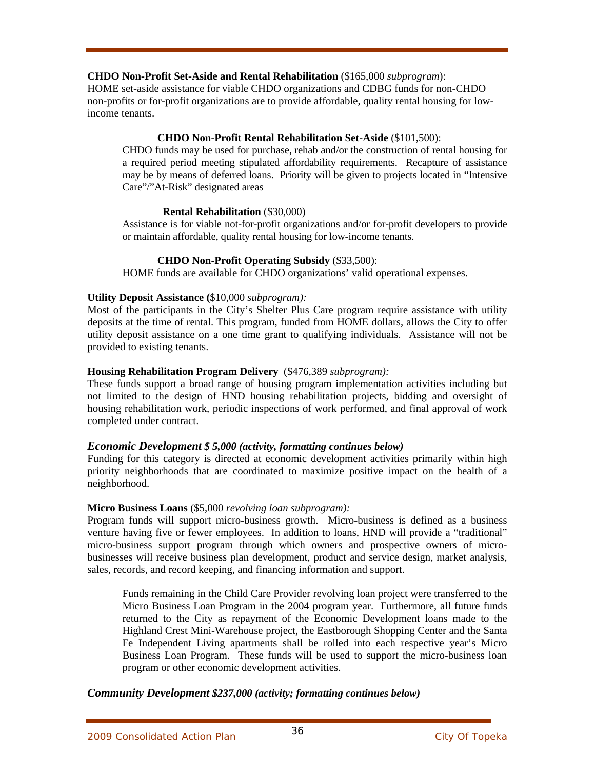**CHDO Non-Profit Set-Aside and Rental Rehabilitation** ($165,000 *subprogram*):
HOME set-aside assistance for viable CHDO organizations and CDBG funds for non-CHDO non-profits or for-profit organizations are to provide affordable, quality rental housing for low-income tenants.

> **CHDO Non-Profit Rental Rehabilitation Set-Aside** ($101,500):
> CHDO funds may be used for purchase, rehab and/or the construction of rental housing for a required period meeting stipulated affordability requirements. Recapture of assistance may be by means of deferred loans. Priority will be given to projects located in "Intensive Care"/"At-Risk" designated areas
>
> **Rental Rehabilitation** ($30,000)
> Assistance is for viable not-for-profit organizations and/or for-profit developers to provide or maintain affordable, quality rental housing for low-income tenants.
>
> **CHDO Non-Profit Operating Subsidy** ($33,500):
> HOME funds are available for CHDO organizations' valid operational expenses.

**Utility Deposit Assistance (**$10,000 *subprogram):*
Most of the participants in the City's Shelter Plus Care program require assistance with utility deposits at the time of rental. This program, funded from HOME dollars, allows the City to offer utility deposit assistance on a one time grant to qualifying individuals. Assistance will not be provided to existing tenants.

**Housing Rehabilitation Program Delivery** ($476,389 *subprogram):*
These funds support a broad range of housing program implementation activities including but not limited to the design of HND housing rehabilitation projects, bidding and oversight of housing rehabilitation work, periodic inspections of work performed, and final approval of work completed under contract.

### *Economic Development $ 5,000 (activity, formatting continues below)*

Funding for this category is directed at economic development activities primarily within high priority neighborhoods that are coordinated to maximize positive impact on the health of a neighborhood.

**Micro Business Loans** ($5,000 *revolving loan subprogram):*
Program funds will support micro-business growth. Micro-business is defined as a business venture having five or fewer employees. In addition to loans, HND will provide a "traditional" micro-business support program through which owners and prospective owners of micro-businesses will receive business plan development, product and service design, market analysis, sales, records, and record keeping, and financing information and support.

> Funds remaining in the Child Care Provider revolving loan project were transferred to the Micro Business Loan Program in the 2004 program year. Furthermore, all future funds returned to the City as repayment of the Economic Development loans made to the Highland Crest Mini-Warehouse project, the Eastborough Shopping Center and the Santa Fe Independent Living apartments shall be rolled into each respective year's Micro Business Loan Program. These funds will be used to support the micro-business loan program or other economic development activities.

### *Community Development $237,000 (activity; formatting continues below)*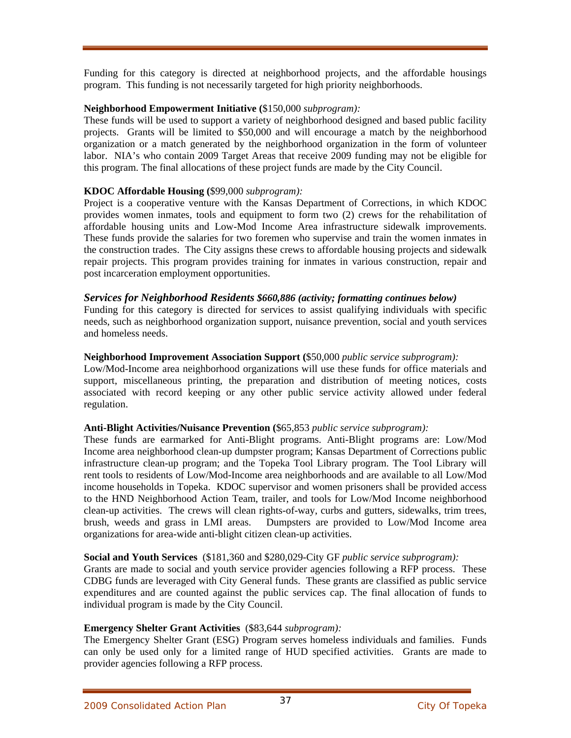Funding for this category is directed at neighborhood projects, and the affordable housings program. This funding is not necessarily targeted for high priority neighborhoods.

**Neighborhood Empowerment Initiative (**$150,000 *subprogram):*
These funds will be used to support a variety of neighborhood designed and based public facility projects. Grants will be limited to $50,000 and will encourage a match by the neighborhood organization or a match generated by the neighborhood organization in the form of volunteer labor. NIA's who contain 2009 Target Areas that receive 2009 funding may not be eligible for this program. The final allocations of these project funds are made by the City Council.

**KDOC Affordable Housing (**$99,000 *subprogram):*
Project is a cooperative venture with the Kansas Department of Corrections, in which KDOC provides women inmates, tools and equipment to form two (2) crews for the rehabilitation of affordable housing units and Low-Mod Income Area infrastructure sidewalk improvements. These funds provide the salaries for two foremen who supervise and train the women inmates in the construction trades. The City assigns these crews to affordable housing projects and sidewalk repair projects. This program provides training for inmates in various construction, repair and post incarceration employment opportunities.

### *Services for Neighborhood Residents $660,886 (activity; formatting continues below)*

Funding for this category is directed for services to assist qualifying individuals with specific needs, such as neighborhood organization support, nuisance prevention, social and youth services and homeless needs.

**Neighborhood Improvement Association Support (**$50,000 *public service subprogram):*
Low/Mod-Income area neighborhood organizations will use these funds for office materials and support, miscellaneous printing, the preparation and distribution of meeting notices, costs associated with record keeping or any other public service activity allowed under federal regulation.

**Anti-Blight Activities/Nuisance Prevention (**$65,853 *public service subprogram):*
These funds are earmarked for Anti-Blight programs. Anti-Blight programs are: Low/Mod Income area neighborhood clean-up dumpster program; Kansas Department of Corrections public infrastructure clean-up program; and the Topeka Tool Library program. The Tool Library will rent tools to residents of Low/Mod-Income area neighborhoods and are available to all Low/Mod income households in Topeka. KDOC supervisor and women prisoners shall be provided access to the HND Neighborhood Action Team, trailer, and tools for Low/Mod Income neighborhood clean-up activities. The crews will clean rights-of-way, curbs and gutters, sidewalks, trim trees, brush, weeds and grass in LMI areas. Dumpsters are provided to Low/Mod Income area organizations for area-wide anti-blight citizen clean-up activities.

**Social and Youth Services** ($181,360 and $280,029-City GF *public service subprogram):*
Grants are made to social and youth service provider agencies following a RFP process. These CDBG funds are leveraged with City General funds. These grants are classified as public service expenditures and are counted against the public services cap. The final allocation of funds to individual program is made by the City Council.

**Emergency Shelter Grant Activities** ($83,644 *subprogram):*
The Emergency Shelter Grant (ESG) Program serves homeless individuals and families. Funds can only be used only for a limited range of HUD specified activities. Grants are made to provider agencies following a RFP process.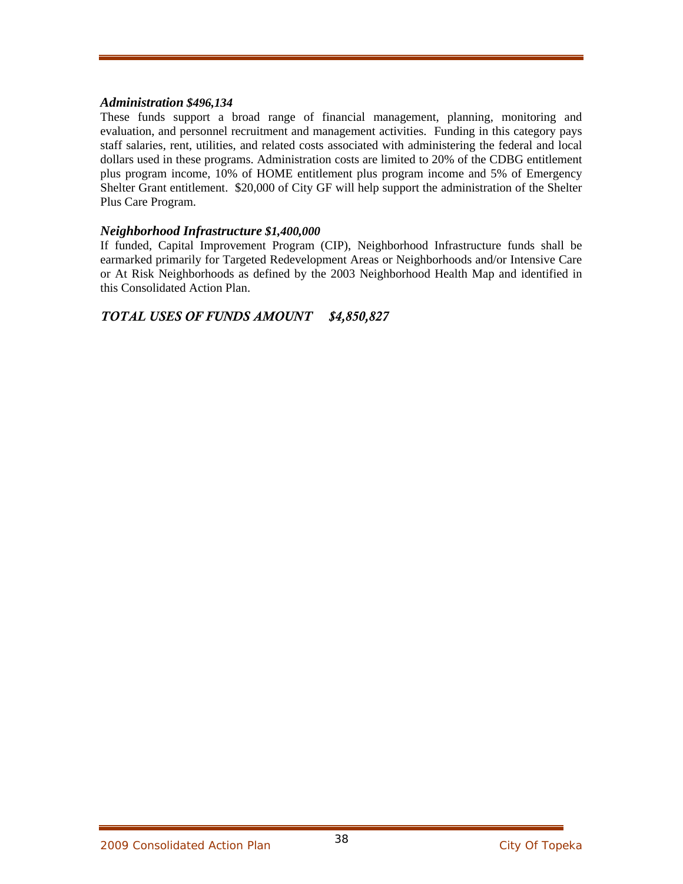### *Administration $496,134*

These funds support a broad range of financial management, planning, monitoring and evaluation, and personnel recruitment and management activities. Funding in this category pays staff salaries, rent, utilities, and related costs associated with administering the federal and local dollars used in these programs. Administration costs are limited to 20% of the CDBG entitlement plus program income, 10% of HOME entitlement plus program income and 5% of Emergency Shelter Grant entitlement. $20,000 of City GF will help support the administration of the Shelter Plus Care Program.

### *Neighborhood Infrastructure $1,400,000*

If funded, Capital Improvement Program (CIP), Neighborhood Infrastructure funds shall be earmarked primarily for Targeted Redevelopment Areas or Neighborhoods and/or Intensive Care or At Risk Neighborhoods as defined by the 2003 Neighborhood Health Map and identified in this Consolidated Action Plan.

## *TOTAL USES OF FUNDS AMOUNT $4,850,827*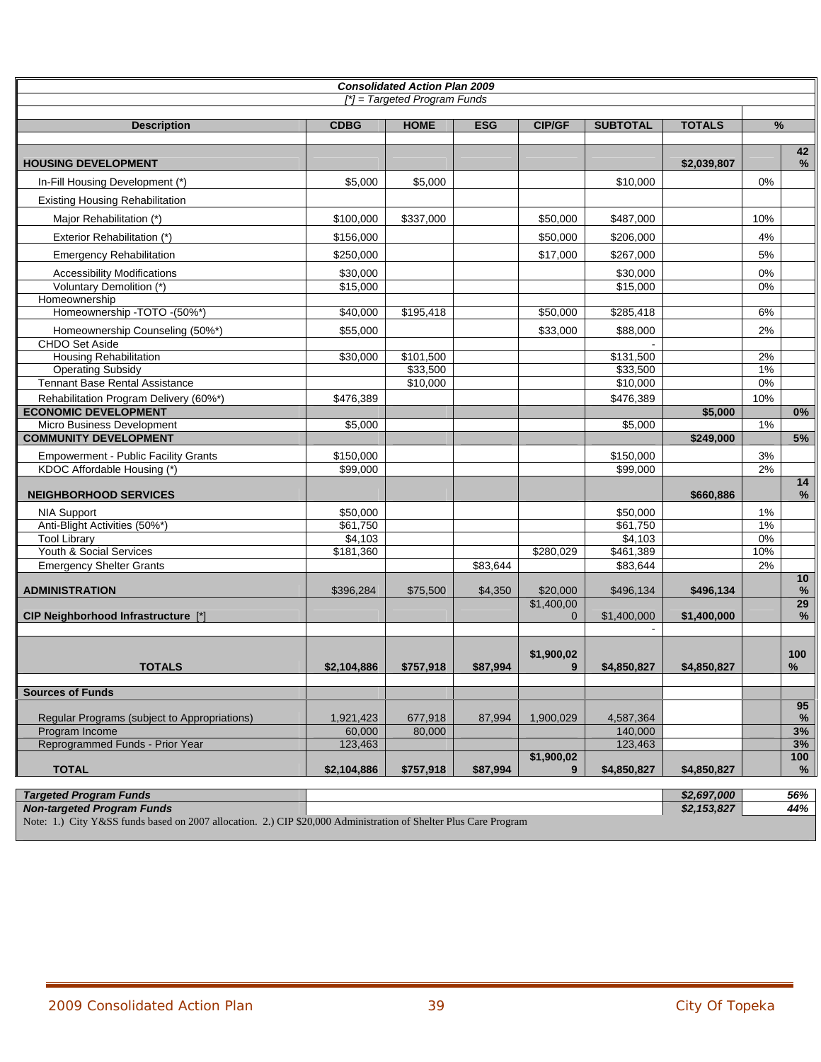| Consolidated Action Plan 2009 | | | | | | | | |
|---|---|---|---|---|---|---|---|---|
| *[*] = Targeted Program Funds* | | | | | | | | |
| **Description** | **CDBG** | **HOME** | **ESG** | **CIP/GF** | **SUBTOTAL** | **TOTALS** | **%** | |
| **HOUSING DEVELOPMENT** | | | | | | **$2,039,807** | | **42 %** |
| In-Fill Housing Development (*) | $5,000 | $5,000 | | | $10,000 | | 0% | |
| Existing Housing Rehabilitation | | | | | | | | |
| Major Rehabilitation (*) | $100,000 | $337,000 | | $50,000 | $487,000 | | 10% | |
| Exterior Rehabilitation (*) | $156,000 | | | $50,000 | $206,000 | | 4% | |
| Emergency Rehabilitation | $250,000 | | | $17,000 | $267,000 | | 5% | |
| Accessibility Modifications | $30,000 | | | | $30,000 | | 0% | |
| Voluntary Demolition (*) | $15,000 | | | | $15,000 | | 0% | |
| Homeownership | | | | | | | | |
| Homeownership -TOTO -(50%*) | $40,000 | $195,418 | | $50,000 | $285,418 | | 6% | |
| Homeownership Counseling (50%*) | $55,000 | | | $33,000 | $88,000 | | 2% | |
| CHDO Set Aside | | | | | - | | | |
| Housing Rehabilitation | $30,000 | $101,500 | | | $131,500 | | 2% | |
| Operating Subsidy | | $33,500 | | | $33,500 | | 1% | |
| Tennant Base Rental Assistance | | $10,000 | | | $10,000 | | 0% | |
| Rehabilitation Program Delivery (60%*) | $476,389 | | | | $476,389 | | 10% | |
| **ECONOMIC DEVELOPMENT** | | | | | | **$5,000** | | **0%** |
| Micro Business Development | $5,000 | | | | $5,000 | | 1% | |
| **COMMUNITY DEVELOPMENT** | | | | | | **$249,000** | | **5%** |
| Empowerment - Public Facility Grants | $150,000 | | | | $150,000 | | 3% | |
| KDOC Affordable Housing (*) | $99,000 | | | | $99,000 | | 2% | |
| **NEIGHBORHOOD SERVICES** | | | | | | **$660,886** | | **14 %** |
| NIA Support | $50,000 | | | | $50,000 | | 1% | |
| Anti-Blight Activities (50%*) | $61,750 | | | | $61,750 | | 1% | |
| Tool Library | $4,103 | | | | $4,103 | | 0% | |
| Youth & Social Services | $181,360 | | | $280,029 | $461,389 | | 10% | |
| Emergency Shelter Grants | | | $83,644 | | $83,644 | | 2% | |
| **ADMINISTRATION** | $396,284 | $75,500 | $4,350 | $20,000 | $496,134 | **$496,134** | | **10 %** |
| **CIP Neighborhood Infrastructure** [*] | | | | $1,400,000 | $1,400,000 | **$1,400,000** | | **29 %** |
| | | | | | - | | | |
| **TOTALS** | **$2,104,886** | **$757,918** | **$87,994** | **$1,900,029** | **$4,850,827** | **$4,850,827** | | **100 %** |
| **Sources of Funds** | | | | | | | | |
| Regular Programs (subject to Appropriations) | 1,921,423 | 677,918 | 87,994 | 1,900,029 | 4,587,364 | | | **95 %** |
| Program Income | 60,000 | 80,000 | | | 140,000 | | | **3%** |
| Reprogrammed Funds - Prior Year | 123,463 | | | | 123,463 | | | **3%** |
| **TOTAL** | **$2,104,886** | **$757,918** | **$87,994** | **$1,900,029** | **$4,850,827** | **$4,850,827** | | **100 %** |

| | | | |
|---|---|---|---|
| ***Targeted Program Funds*** | | ***$2,697,000*** | ***56%*** |
| ***Non-targeted Program Funds*** | | ***$2,153,827*** | ***44%*** |

Note: 1.) City Y&SS funds based on 2007 allocation. 2.) CIP $20,000 Administration of Shelter Plus Care Program